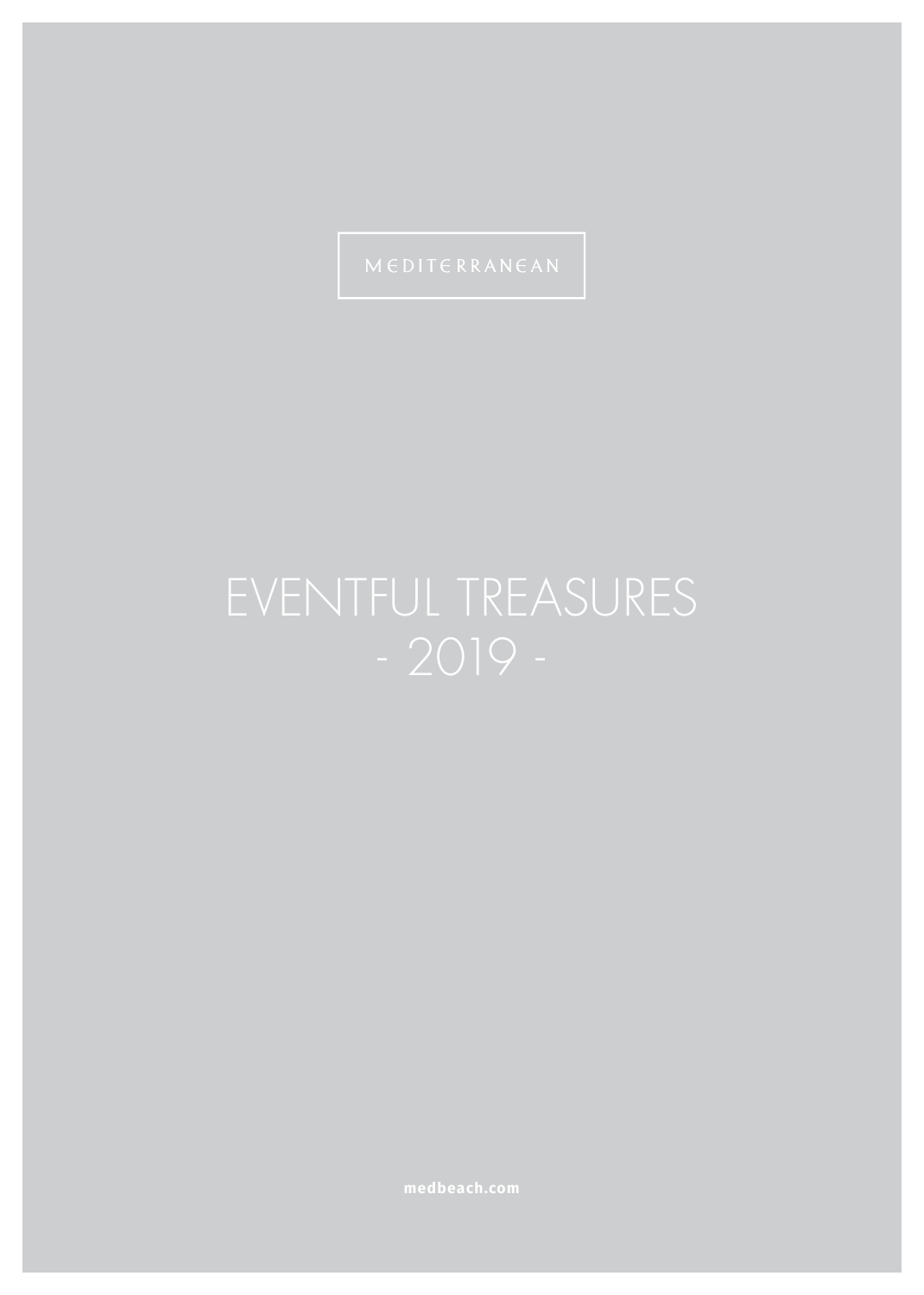MEDITERRANEAN

# EVENTFUL TREASURES
# - 2019 -

**medbeach.com**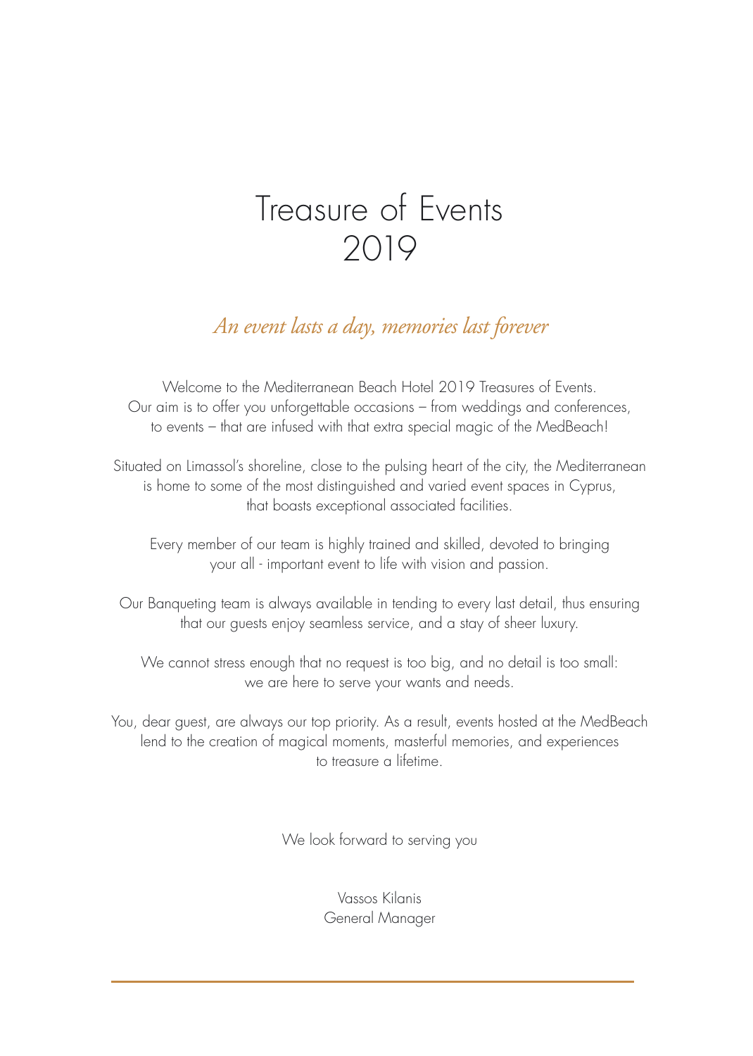# Treasure of Events 2019

*An event lasts a day, memories last forever*

Welcome to the Mediterranean Beach Hotel 2019 Treasures of Events. Our aim is to offer you unforgettable occasions – from weddings and conferences, to events – that are infused with that extra special magic of the MedBeach!

Situated on Limassol's shoreline, close to the pulsing heart of the city, the Mediterranean is home to some of the most distinguished and varied event spaces in Cyprus, that boasts exceptional associated facilities.

Every member of our team is highly trained and skilled, devoted to bringing your all - important event to life with vision and passion.

Our Banqueting team is always available in tending to every last detail, thus ensuring that our guests enjoy seamless service, and a stay of sheer luxury.

We cannot stress enough that no request is too big, and no detail is too small: we are here to serve your wants and needs.

You, dear guest, are always our top priority. As a result, events hosted at the MedBeach lend to the creation of magical moments, masterful memories, and experiences to treasure a lifetime.

We look forward to serving you

Vassos Kilanis
General Manager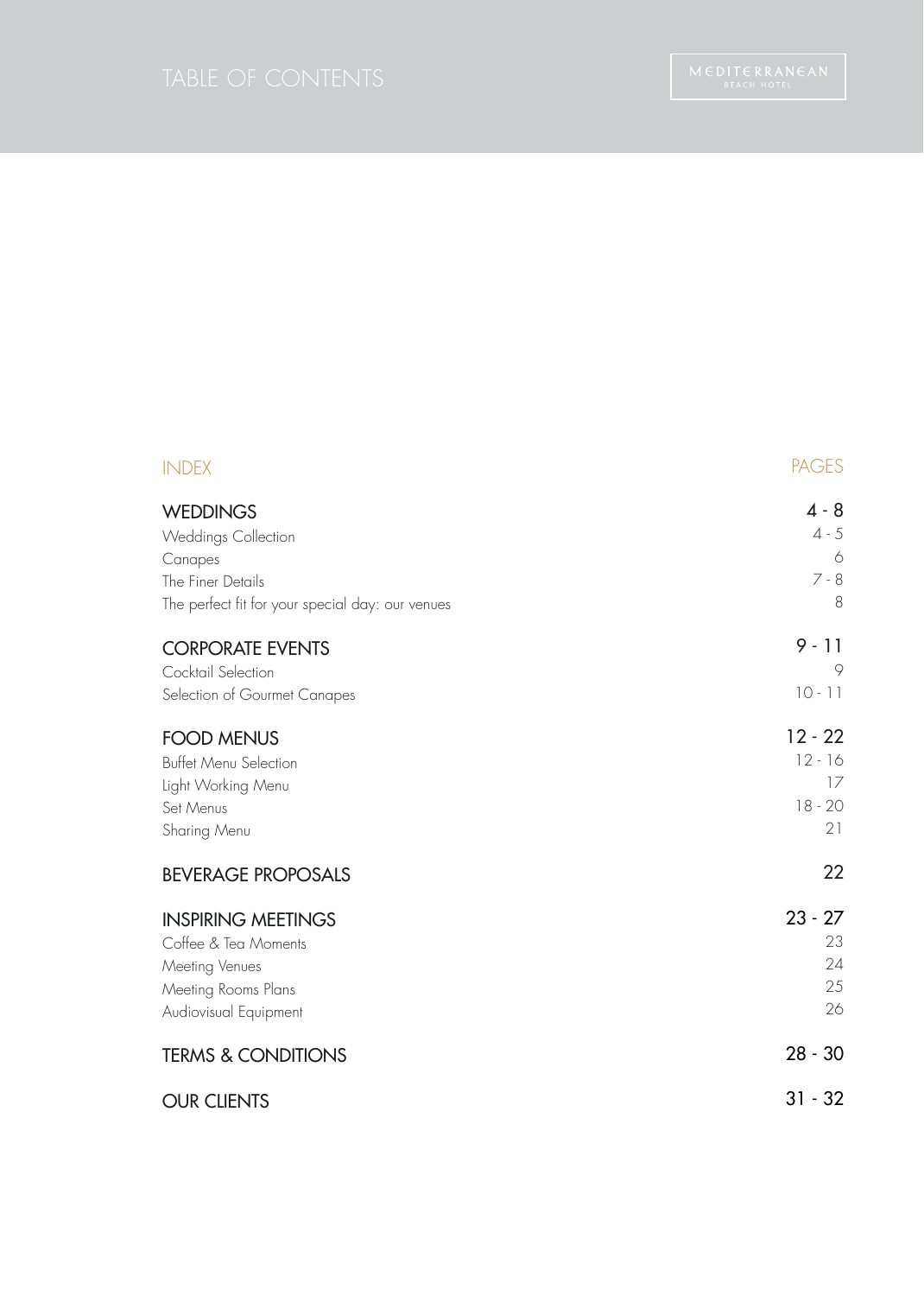# TABLE OF CONTENTS

MEDITERRANEAN
BEACH HOTEL

| INDEX | PAGES |
| --- | --- |
| **WEDDINGS** | **4 - 8** |
| Weddings Collection | 4 - 5 |
| Canapes | 6 |
| The Finer Details | 7 - 8 |
| The perfect fit for your special day: our venues | 8 |
| **CORPORATE EVENTS** | **9 - 11** |
| Cocktail Selection | 9 |
| Selection of Gourmet Canapes | 10 - 11 |
| **FOOD MENUS** | **12 - 22** |
| Buffet Menu Selection | 12 - 16 |
| Light Working Menu | 17 |
| Set Menus | 18 - 20 |
| Sharing Menu | 21 |
| **BEVERAGE PROPOSALS** | **22** |
| **INSPIRING MEETINGS** | **23 - 27** |
| Coffee & Tea Moments | 23 |
| Meeting Venues | 24 |
| Meeting Rooms Plans | 25 |
| Audiovisual Equipment | 26 |
| **TERMS & CONDITIONS** | **28 - 30** |
| **OUR CLIENTS** | **31 - 32** |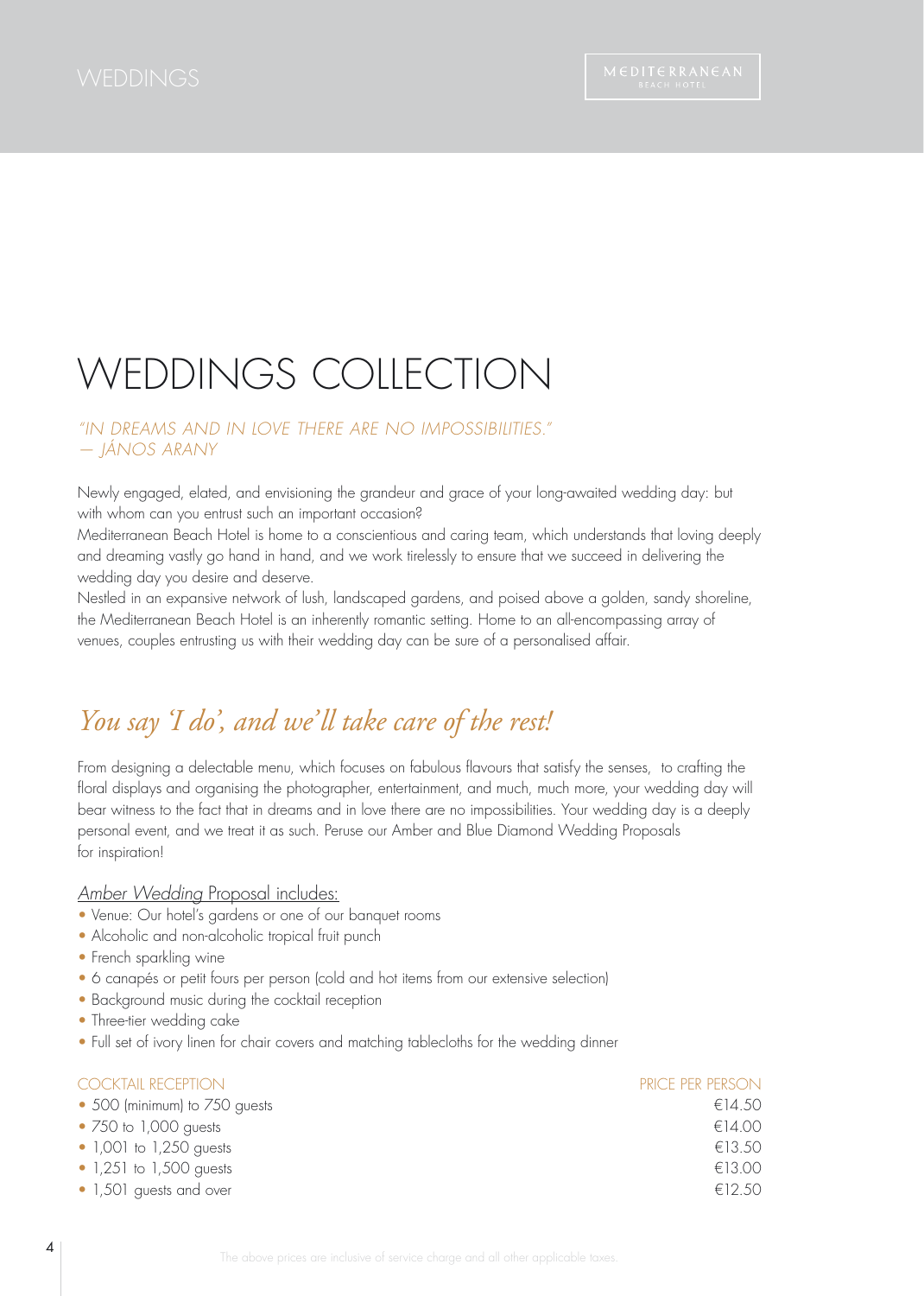# WEDDINGS COLLECTION

*"IN DREAMS AND IN LOVE THERE ARE NO IMPOSSIBILITIES."*
*— JÁNOS ARANY*

Newly engaged, elated, and envisioning the grandeur and grace of your long-awaited wedding day: but with whom can you entrust such an important occasion?

Mediterranean Beach Hotel is home to a conscientious and caring team, which understands that loving deeply and dreaming vastly go hand in hand, and we work tirelessly to ensure that we succeed in delivering the wedding day you desire and deserve.

Nestled in an expansive network of lush, landscaped gardens, and poised above a golden, sandy shoreline, the Mediterranean Beach Hotel is an inherently romantic setting. Home to an all-encompassing array of venues, couples entrusting us with their wedding day can be sure of a personalised affair.

## *You say 'I do', and we'll take care of the rest!*

From designing a delectable menu, which focuses on fabulous flavours that satisfy the senses, to crafting the floral displays and organising the photographer, entertainment, and much, much more, your wedding day will bear witness to the fact that in dreams and in love there are no impossibilities. Your wedding day is a deeply personal event, and we treat it as such. Peruse our Amber and Blue Diamond Wedding Proposals for inspiration!

*Amber Wedding* Proposal includes:

- Venue: Our hotel's gardens or one of our banquet rooms
- Alcoholic and non-alcoholic tropical fruit punch
- French sparkling wine
- 6 canapés or petit fours per person (cold and hot items from our extensive selection)
- Background music during the cocktail reception
- Three-tier wedding cake
- Full set of ivory linen for chair covers and matching tablecloths for the wedding dinner

| COCKTAIL RECEPTION | PRICE PER PERSON |
|---|---|
| 500 (minimum) to 750 guests | €14.50 |
| 750 to 1,000 guests | €14.00 |
| 1,001 to 1,250 guests | €13.50 |
| 1,251 to 1,500 guests | €13.00 |
| 1,501 guests and over | €12.50 |

The above prices are inclusive of service charge and all other applicable taxes.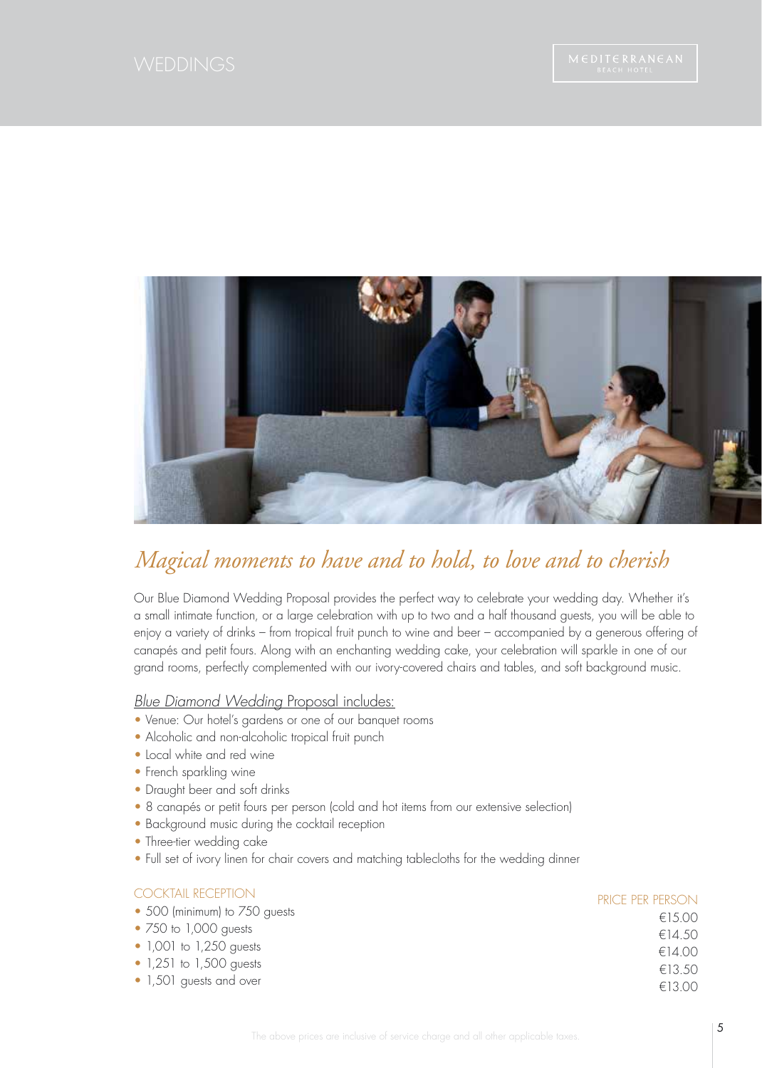# WEDDINGS

## *Magical moments to have and to hold, to love and to cherish*

Our Blue Diamond Wedding Proposal provides the perfect way to celebrate your wedding day. Whether it's a small intimate function, or a large celebration with up to two and a half thousand guests, you will be able to enjoy a variety of drinks – from tropical fruit punch to wine and beer – accompanied by a generous offering of canapés and petit fours. Along with an enchanting wedding cake, your celebration will sparkle in one of our grand rooms, perfectly complemented with our ivory-covered chairs and tables, and soft background music.

*Blue Diamond Wedding* Proposal includes:

- Venue: Our hotel's gardens or one of our banquet rooms
- Alcoholic and non-alcoholic tropical fruit punch
- Local white and red wine
- French sparkling wine
- Draught beer and soft drinks
- 8 canapés or petit fours per person (cold and hot items from our extensive selection)
- Background music during the cocktail reception
- Three-tier wedding cake
- Full set of ivory linen for chair covers and matching tablecloths for the wedding dinner

| COCKTAIL RECEPTION | PRICE PER PERSON |
|---|---|
| 500 (minimum) to 750 guests | €15.00 |
| 750 to 1,000 guests | €14.50 |
| 1,001 to 1,250 guests | €14.00 |
| 1,251 to 1,500 guests | €13.50 |
| 1,501 guests and over | €13.00 |

The above prices are inclusive of service charge and all other applicable taxes.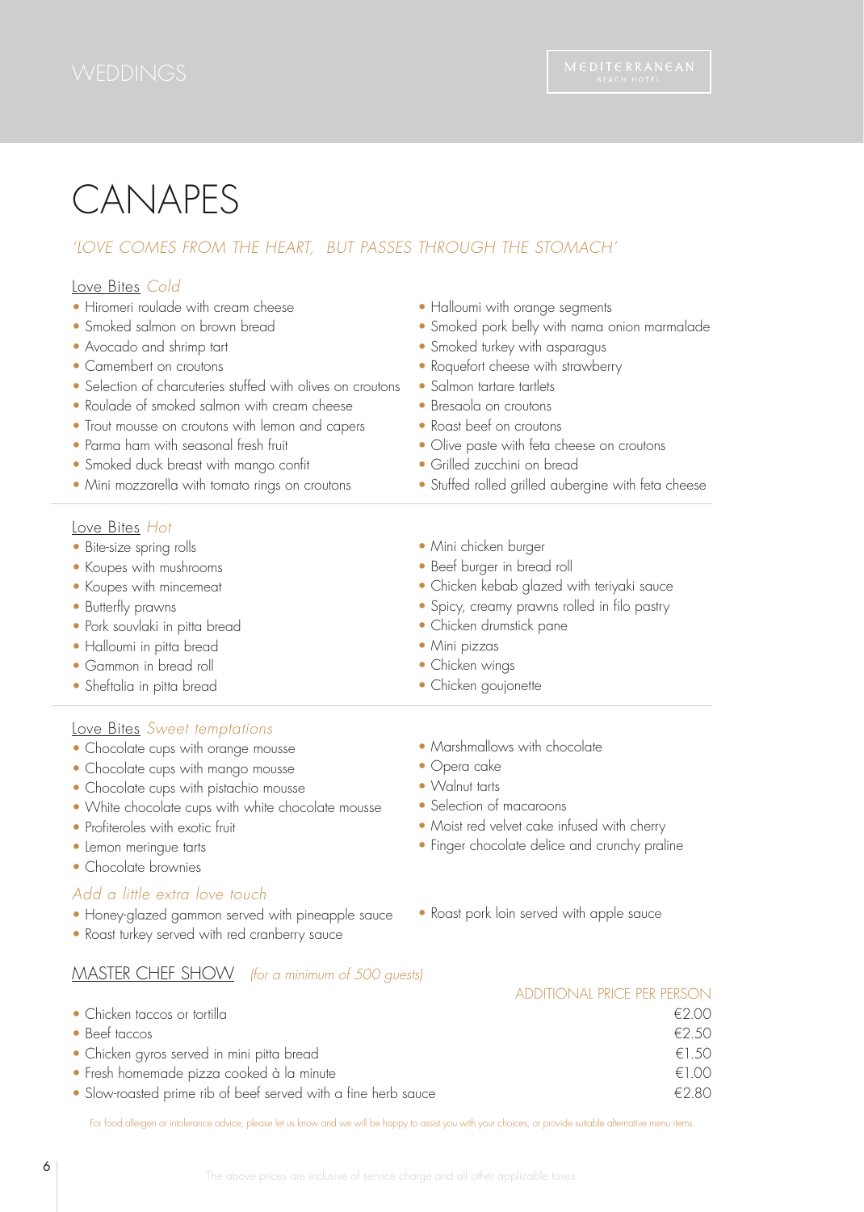# CANAPES

*'LOVE COMES FROM THE HEART, BUT PASSES THROUGH THE STOMACH'*

## Love Bites *Cold*

- Hiromeri roulade with cream cheese
- Smoked salmon on brown bread
- Avocado and shrimp tart
- Camembert on croutons
- Selection of charcuteries stuffed with olives on croutons
- Roulade of smoked salmon with cream cheese
- Trout mousse on croutons with lemon and capers
- Parma ham with seasonal fresh fruit
- Smoked duck breast with mango confit
- Mini mozzarella with tomato rings on croutons
- Halloumi with orange segments
- Smoked pork belly with nama onion marmalade
- Smoked turkey with asparagus
- Roquefort cheese with strawberry
- Salmon tartare tartlets
- Bresaola on croutons
- Roast beef on croutons
- Olive paste with feta cheese on croutons
- Grilled zucchini on bread
- Stuffed rolled grilled aubergine with feta cheese

## Love Bites *Hot*

- Bite-size spring rolls
- Koupes with mushrooms
- Koupes with mincemeat
- Butterfly prawns
- Pork souvlaki in pitta bread
- Halloumi in pitta bread
- Gammon in bread roll
- Sheftalia in pitta bread
- Mini chicken burger
- Beef burger in bread roll
- Chicken kebab glazed with teriyaki sauce
- Spicy, creamy prawns rolled in filo pastry
- Chicken drumstick pane
- Mini pizzas
- Chicken wings
- Chicken goujonette

## Love Bites *Sweet temptations*

- Chocolate cups with orange mousse
- Chocolate cups with mango mousse
- Chocolate cups with pistachio mousse
- White chocolate cups with white chocolate mousse
- Profiteroles with exotic fruit
- Lemon meringue tarts
- Chocolate brownies
- Marshmallows with chocolate
- Opera cake
- Walnut tarts
- Selection of macaroons
- Moist red velvet cake infused with cherry
- Finger chocolate delice and crunchy praline

## *Add a little extra love touch*

- Honey-glazed gammon served with pineapple sauce
- Roast turkey served with red cranberry sauce
- Roast pork loin served with apple sauce

## MASTER CHEF SHOW *(for a minimum of 500 guests)*

| | ADDITIONAL PRICE PER PERSON |
|---|---|
| • Chicken taccos or tortilla | €2.00 |
| • Beef taccos | €2.50 |
| • Chicken gyros served in mini pitta bread | €1.50 |
| • Fresh homemade pizza cooked à la minute | €1.00 |
| • Slow-roasted prime rib of beef served with a fine herb sauce | €2.80 |

For food allergen or intolerance advice, please let us know and we will be happy to assist you with your choices, or provide suitable alternative menu items.

The above prices are inclusive of service charge and all other applicable taxes.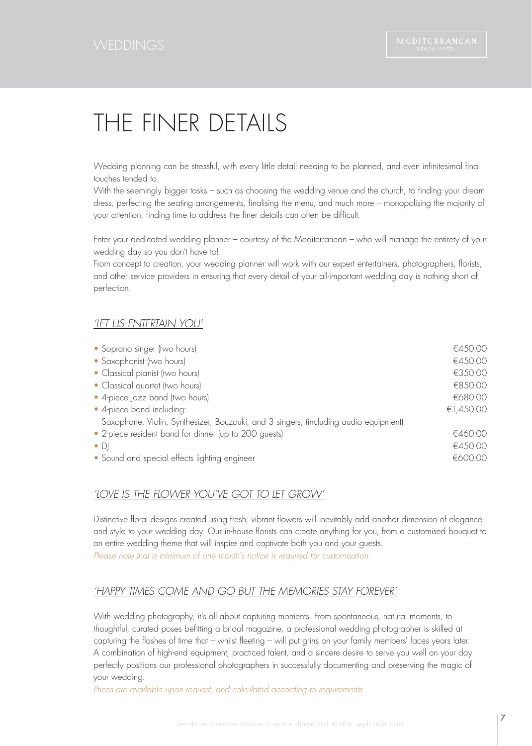# THE FINER DETAILS

Wedding planning can be stressful, with every little detail needing to be planned, and even infinitesimal final touches tended to.
With the seemingly bigger tasks – such as choosing the wedding venue and the church, to finding your dream dress, perfecting the seating arrangements, finalising the menu, and much more – monopolising the majority of your attention, finding time to address the finer details can often be difficult.

Enter your dedicated wedding planner – courtesy of the Mediterranean – who will manage the entirety of your wedding day so you don't have to!
From concept to creation, your wedding planner will work with our expert entertainers, photographers, florists, and other service providers in ensuring that every detail of your all-important wedding day is nothing short of perfection.

## *'LET US ENTERTAIN YOU'*

| | |
|---|---|
| • Soprano singer (two hours) | €450.00 |
| • Saxophonist (two hours) | €450.00 |
| • Classical pianist (two hours) | €350.00 |
| • Classical quartet (two hours) | €850.00 |
| • 4-piece Jazz band (two hours) | €680.00 |
| • 4-piece band including: Saxophone, Violin, Synthesizer, Bouzouki, and 3 singers, (including audio equipment) | €1,450.00 |
| • 2-piece resident band for dinner (up to 200 guests) | €460.00 |
| • DJ | €450.00 |
| • Sound and special effects lighting engineer | €600.00 |

## *'LOVE IS THE FLOWER YOU'VE GOT TO LET GROW'*

Distinctive floral designs created using fresh, vibrant flowers will inevitably add another dimension of elegance and style to your wedding day. Our in-house florists can create anything for you, from a customised bouquet to an entire wedding theme that will inspire and captivate both you and your guests.
*Please note that a minimum of one month's notice is required for customisation.*

## *'HAPPY TIMES COME AND GO BUT THE MEMORIES STAY FOREVER'*

With wedding photography, it's all about capturing moments. From spontaneous, natural moments, to thoughtful, curated poses befitting a bridal magazine, a professional wedding photographer is skilled at capturing the flashes of time that – whilst fleeting – will put grins on your family members' faces years later. A combination of high-end equipment, practiced talent, and a sincere desire to serve you well on your day perfectly positions our professional photographers in successfully documenting and preserving the magic of your wedding.
*Prices are available upon request, and calculated according to requirements.*

The above prices are inclusive of service charge and all other applicable taxes.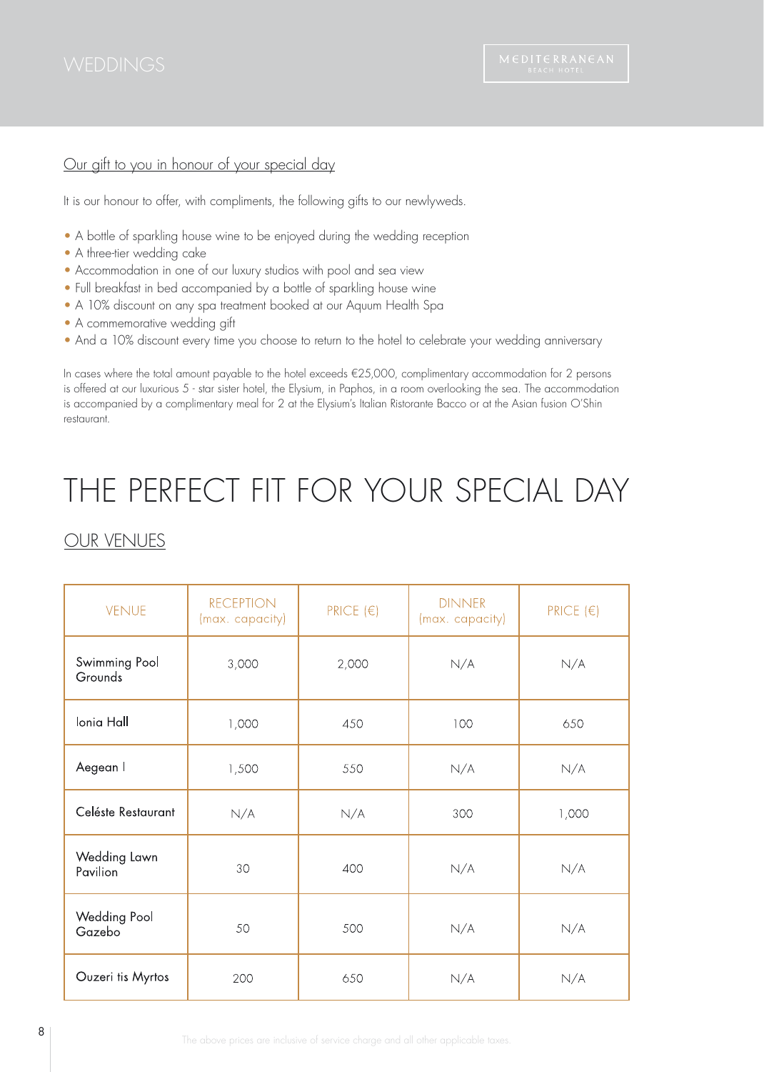# WEDDINGS

## Our gift to you in honour of your special day

It is our honour to offer, with compliments, the following gifts to our newlyweds.

- A bottle of sparkling house wine to be enjoyed during the wedding reception
- A three-tier wedding cake
- Accommodation in one of our luxury studios with pool and sea view
- Full breakfast in bed accompanied by a bottle of sparkling house wine
- A 10% discount on any spa treatment booked at our Aquum Health Spa
- A commemorative wedding gift
- And a 10% discount every time you choose to return to the hotel to celebrate your wedding anniversary

In cases where the total amount payable to the hotel exceeds €25,000, complimentary accommodation for 2 persons is offered at our luxurious 5 - star sister hotel, the Elysium, in Paphos, in a room overlooking the sea. The accommodation is accompanied by a complimentary meal for 2 at the Elysium's Italian Ristorante Bacco or at the Asian fusion O'Shin restaurant.

# THE PERFECT FIT FOR YOUR SPECIAL DAY

## OUR VENUES

| VENUE | RECEPTION (max. capacity) | PRICE (€) | DINNER (max. capacity) | PRICE (€) |
|---|---|---|---|---|
| Swimming Pool Grounds | 3,000 | 2,000 | N/A | N/A |
| Ionia Hall | 1,000 | 450 | 100 | 650 |
| Aegean I | 1,500 | 550 | N/A | N/A |
| Caléste Restaurant | N/A | N/A | 300 | 1,000 |
| Wedding Lawn Pavilion | 30 | 400 | N/A | N/A |
| Wedding Pool Gazebo | 50 | 500 | N/A | N/A |
| Ouzeri tis Myrtos | 200 | 650 | N/A | N/A |

The above prices are inclusive of service charge and all other applicable taxes.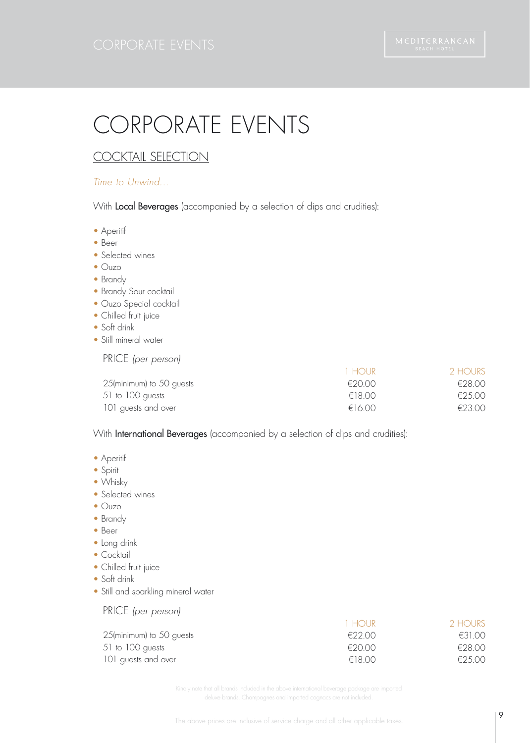# CORPORATE EVENTS

## COCKTAIL SELECTION

*Time to Unwind...*

With **Local Beverages** (accompanied by a selection of dips and crudities):

- Aperitif
- Beer
- Selected wines
- Ouzo
- Brandy
- Brandy Sour cocktail
- Ouzo Special cocktail
- Chilled fruit juice
- Soft drink
- Still mineral water

PRICE *(per person)*

| | 1 HOUR | 2 HOURS |
|---|---|---|
| 25(minimum) to 50 guests | €20.00 | €28.00 |
| 51 to 100 guests | €18.00 | €25.00 |
| 101 guests and over | €16.00 | €23.00 |

With **International Beverages** (accompanied by a selection of dips and crudities):

- Aperitif
- Spirit
- Whisky
- Selected wines
- Ouzo
- Brandy
- Beer
- Long drink
- Cocktail
- Chilled fruit juice
- Soft drink
- Still and sparkling mineral water

PRICE *(per person)*

| | 1 HOUR | 2 HOURS |
|---|---|---|
| 25(minimum) to 50 guests | €22.00 | €31.00 |
| 51 to 100 guests | €20.00 | €28.00 |
| 101 guests and over | €18.00 | €25.00 |

Kindly note that all brands included in the above international beverage package are imported deluxe brands. Champagnes and imported cognacs are not included.

The above prices are inclusive of service charge and all other applicable taxes.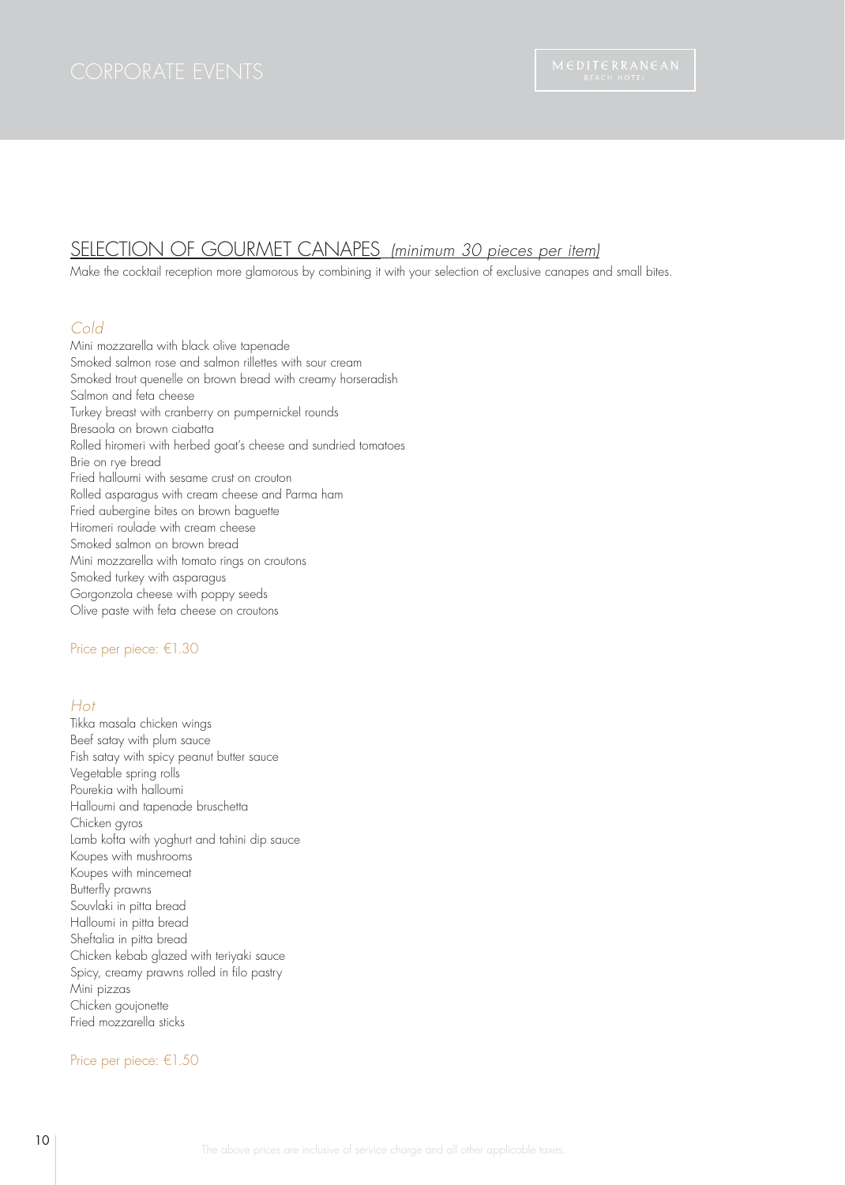## SELECTION OF GOURMET CANAPES *(minimum 30 pieces per item)*

Make the cocktail reception more glamorous by combining it with your selection of exclusive canapes and small bites.

### *Cold*

Mini mozzarella with black olive tapenade
Smoked salmon rose and salmon rillettes with sour cream
Smoked trout quenelle on brown bread with creamy horseradish
Salmon and feta cheese
Turkey breast with cranberry on pumpernickel rounds
Bresaola on brown ciabatta
Rolled hiromeri with herbed goat's cheese and sundried tomatoes
Brie on rye bread
Fried halloumi with sesame crust on crouton
Rolled asparagus with cream cheese and Parma ham
Fried aubergine bites on brown baguette
Hiromeri roulade with cream cheese
Smoked salmon on brown bread
Mini mozzarella with tomato rings on croutons
Smoked turkey with asparagus
Gorgonzola cheese with poppy seeds
Olive paste with feta cheese on croutons

Price per piece: €1.30

### *Hot*

Tikka masala chicken wings
Beef satay with plum sauce
Fish satay with spicy peanut butter sauce
Vegetable spring rolls
Pourekia with halloumi
Halloumi and tapenade bruschetta
Chicken gyros
Lamb kofta with yoghurt and tahini dip sauce
Koupes with mushrooms
Koupes with mincemeat
Butterfly prawns
Souvlaki in pitta bread
Halloumi in pitta bread
Sheftalia in pitta bread
Chicken kebab glazed with teriyaki sauce
Spicy, creamy prawns rolled in filo pastry
Mini pizzas
Chicken goujonette
Fried mozzarella sticks

Price per piece: €1.50

The above prices are inclusive of service charge and all other applicable taxes.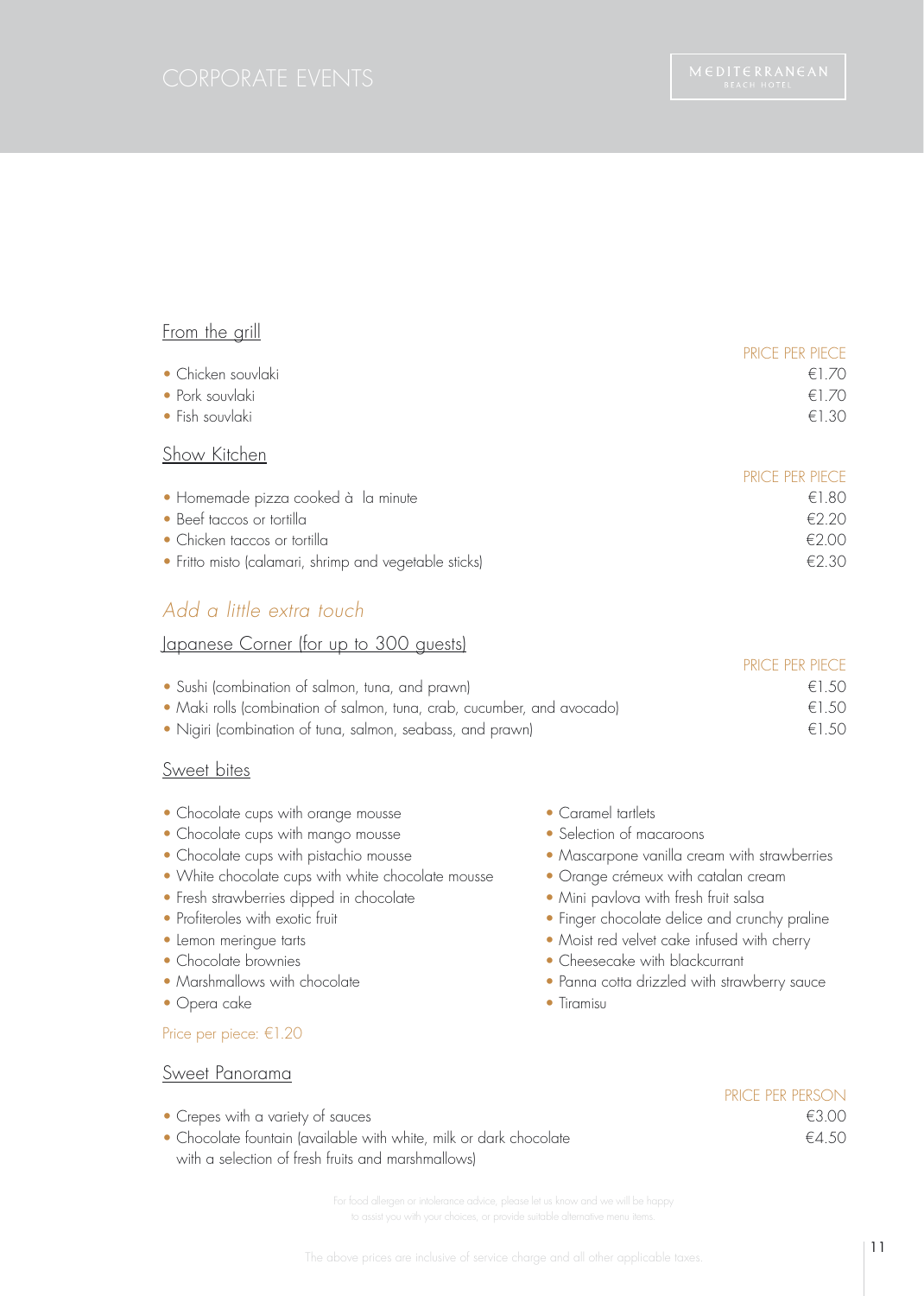## From the grill

| | PRICE PER PIECE |
|---|---|
| • Chicken souvlaki | €1.70 |
| • Pork souvlaki | €1.70 |
| • Fish souvlaki | €1.30 |

## Show Kitchen

| | PRICE PER PIECE |
|---|---|
| • Homemade pizza cooked à la minute | €1.80 |
| • Beef taccos or tortilla | €2.20 |
| • Chicken taccos or tortilla | €2.00 |
| • Fritto misto (calamari, shrimp and vegetable sticks) | €2.30 |

# *Add a little extra touch*

## Japanese Corner (for up to 300 guests)

| | PRICE PER PIECE |
|---|---|
| • Sushi (combination of salmon, tuna, and prawn) | €1.50 |
| • Maki rolls (combination of salmon, tuna, crab, cucumber, and avocado) | €1.50 |
| • Nigiri (combination of tuna, salmon, seabass, and prawn) | €1.50 |

## Sweet bites

- Chocolate cups with orange mousse
- Chocolate cups with mango mousse
- Chocolate cups with pistachio mousse
- White chocolate cups with white chocolate mousse
- Fresh strawberries dipped in chocolate
- Profiteroles with exotic fruit
- Lemon meringue tarts
- Chocolate brownies
- Marshmallows with chocolate
- Opera cake
- Caramel tartlets
- Selection of macaroons
- Mascarpone vanilla cream with strawberries
- Orange crémeux with catalan cream
- Mini pavlova with fresh fruit salsa
- Finger chocolate delice and crunchy praline
- Moist red velvet cake infused with cherry
- Cheesecake with blackcurrant
- Panna cotta drizzled with strawberry sauce
- Tiramisu

Price per piece: €1.20

## Sweet Panorama

| | PRICE PER PERSON |
|---|---|
| • Crepes with a variety of sauces | €3.00 |
| • Chocolate fountain (available with white, milk or dark chocolate with a selection of fresh fruits and marshmallows) | €4.50 |

For food allergen or intolerance advice, please let us know and we will be happy to assist you with your choices, or provide suitable alternative menu items.

The above prices are inclusive of service charge and all other applicable taxes.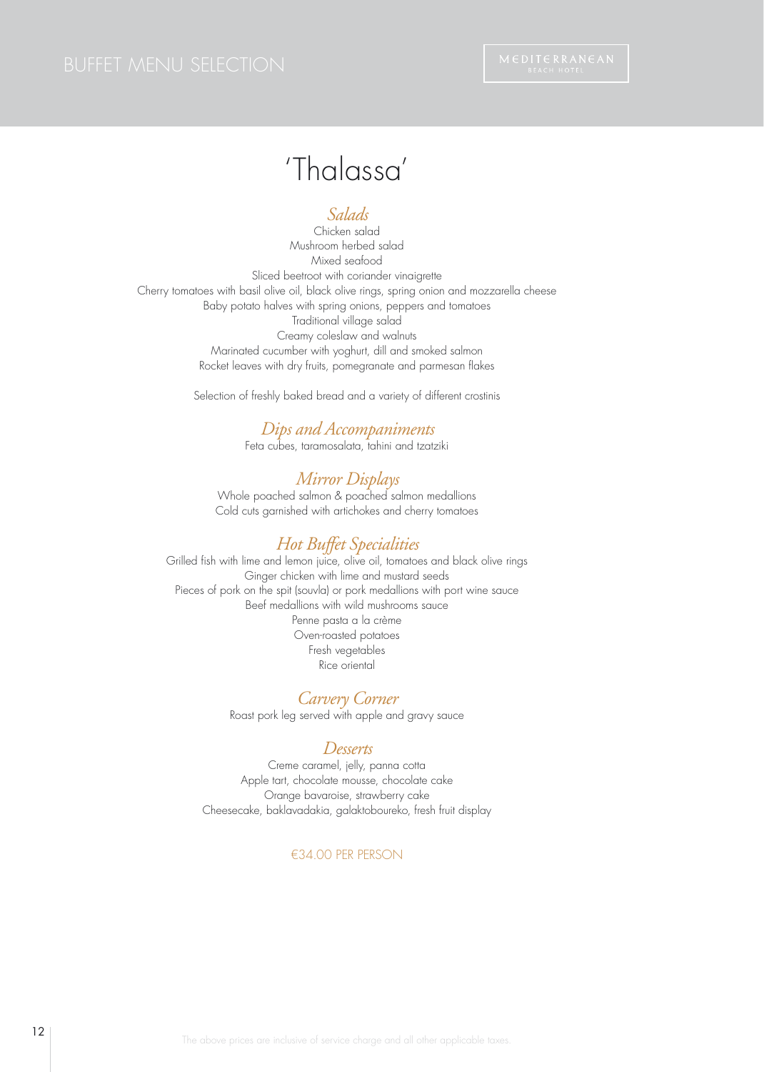# 'Thalassa'

## *Salads*

Chicken salad
Mushroom herbed salad
Mixed seafood
Sliced beetroot with coriander vinaigrette
Cherry tomatoes with basil olive oil, black olive rings, spring onion and mozzarella cheese
Baby potato halves with spring onions, peppers and tomatoes
Traditional village salad
Creamy coleslaw and walnuts
Marinated cucumber with yoghurt, dill and smoked salmon
Rocket leaves with dry fruits, pomegranate and parmesan flakes

Selection of freshly baked bread and a variety of different crostinis

## *Dips and Accompaniments*

Feta cubes, taramosalata, tahini and tzatziki

## *Mirror Displays*

Whole poached salmon & poached salmon medallions
Cold cuts garnished with artichokes and cherry tomatoes

## *Hot Buffet Specialities*

Grilled fish with lime and lemon juice, olive oil, tomatoes and black olive rings
Ginger chicken with lime and mustard seeds
Pieces of pork on the spit (souvla) or pork medallions with port wine sauce
Beef medallions with wild mushrooms sauce
Penne pasta a la crème
Oven-roasted potatoes
Fresh vegetables
Rice oriental

## *Carvery Corner*

Roast pork leg served with apple and gravy sauce

## *Desserts*

Creme caramel, jelly, panna cotta
Apple tart, chocolate mousse, chocolate cake
Orange bavaroise, strawberry cake
Cheesecake, baklavadakia, galaktoboureko, fresh fruit display

€34.00 PER PERSON

The above prices are inclusive of service charge and all other applicable taxes.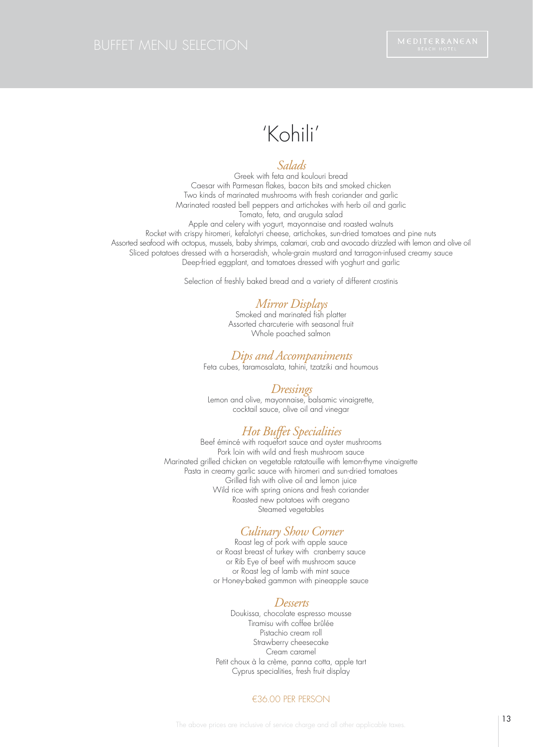# 'Kohili'

## *Salads*

Greek with feta and koulouri bread
Caesar with Parmesan flakes, bacon bits and smoked chicken
Two kinds of marinated mushrooms with fresh coriander and garlic
Marinated roasted bell peppers and artichokes with herb oil and garlic
Tomato, feta, and arugula salad
Apple and celery with yogurt, mayonnaise and roasted walnuts
Rocket with crispy hiromeri, kefalotyri cheese, artichokes, sun-dried tomatoes and pine nuts
Assorted seafood with octopus, mussels, baby shrimps, calamari, crab and avocado drizzled with lemon and olive oil
Sliced potatoes dressed with a horseradish, whole-grain mustard and tarragon-infused creamy sauce
Deep-fried eggplant, and tomatoes dressed with yoghurt and garlic

Selection of freshly baked bread and a variety of different crostinis

## *Mirror Displays*

Smoked and marinated fish platter
Assorted charcuterie with seasonal fruit
Whole poached salmon

## *Dips and Accompaniments*

Feta cubes, taramosalata, tahini, tzatziki and houmous

## *Dressings*

Lemon and olive, mayonnaise, balsamic vinaigrette,
cocktail sauce, olive oil and vinegar

## *Hot Buffet Specialities*

Beef émincé with roquefort sauce and oyster mushrooms
Pork loin with wild and fresh mushroom sauce
Marinated grilled chicken on vegetable ratatouille with lemon-thyme vinaigrette
Pasta in creamy garlic sauce with hiromeri and sun-dried tomatoes
Grilled fish with olive oil and lemon juice
Wild rice with spring onions and fresh coriander
Roasted new potatoes with oregano
Steamed vegetables

## *Culinary Show Corner*

Roast leg of pork with apple sauce
or Roast breast of turkey with cranberry sauce
or Rib Eye of beef with mushroom sauce
or Roast leg of lamb with mint sauce
or Honey-baked gammon with pineapple sauce

## *Desserts*

Doukissa, chocolate espresso mousse
Tiramisu with coffee brûlée
Pistachio cream roll
Strawberry cheesecake
Cream caramel
Petit choux à la crème, panna cotta, apple tart
Cyprus specialities, fresh fruit display

€36.00 PER PERSON

The above prices are inclusive of service charge and all other applicable taxes.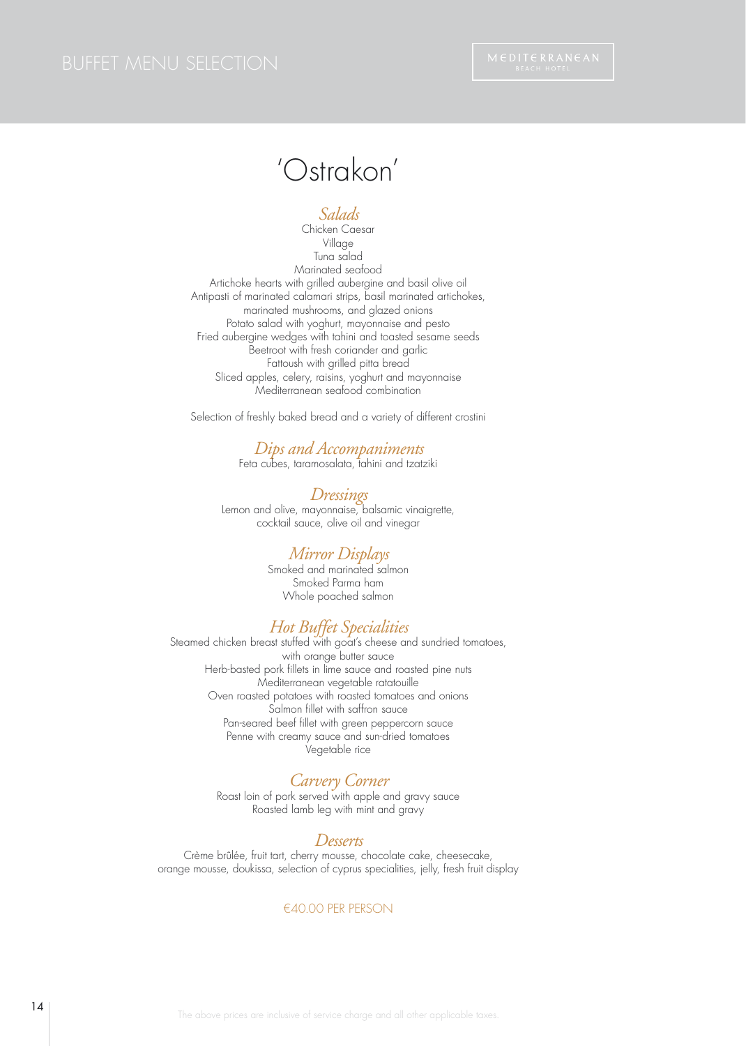# 'Ostrakon'

## *Salads*

Chicken Caesar
Village
Tuna salad
Marinated seafood
Artichoke hearts with grilled aubergine and basil olive oil
Antipasti of marinated calamari strips, basil marinated artichokes, marinated mushrooms, and glazed onions
Potato salad with yoghurt, mayonnaise and pesto
Fried aubergine wedges with tahini and toasted sesame seeds
Beetroot with fresh coriander and garlic
Fattoush with grilled pitta bread
Sliced apples, celery, raisins, yoghurt and mayonnaise
Mediterranean seafood combination

Selection of freshly baked bread and a variety of different crostini

## *Dips and Accompaniments*

Feta cubes, taramosalata, tahini and tzatziki

## *Dressings*

Lemon and olive, mayonnaise, balsamic vinaigrette, cocktail sauce, olive oil and vinegar

## *Mirror Displays*

Smoked and marinated salmon
Smoked Parma ham
Whole poached salmon

## *Hot Buffet Specialities*

Steamed chicken breast stuffed with goat's cheese and sundried tomatoes, with orange butter sauce
Herb-basted pork fillets in lime sauce and roasted pine nuts
Mediterranean vegetable ratatouille
Oven roasted potatoes with roasted tomatoes and onions
Salmon fillet with saffron sauce
Pan-seared beef fillet with green peppercorn sauce
Penne with creamy sauce and sun-dried tomatoes
Vegetable rice

## *Carvery Corner*

Roast loin of pork served with apple and gravy sauce
Roasted lamb leg with mint and gravy

## *Desserts*

Crème brûlée, fruit tart, cherry mousse, chocolate cake, cheesecake, orange mousse, doukissa, selection of cyprus specialities, jelly, fresh fruit display

€40.00 PER PERSON

The above prices are inclusive of service charge and all other applicable taxes.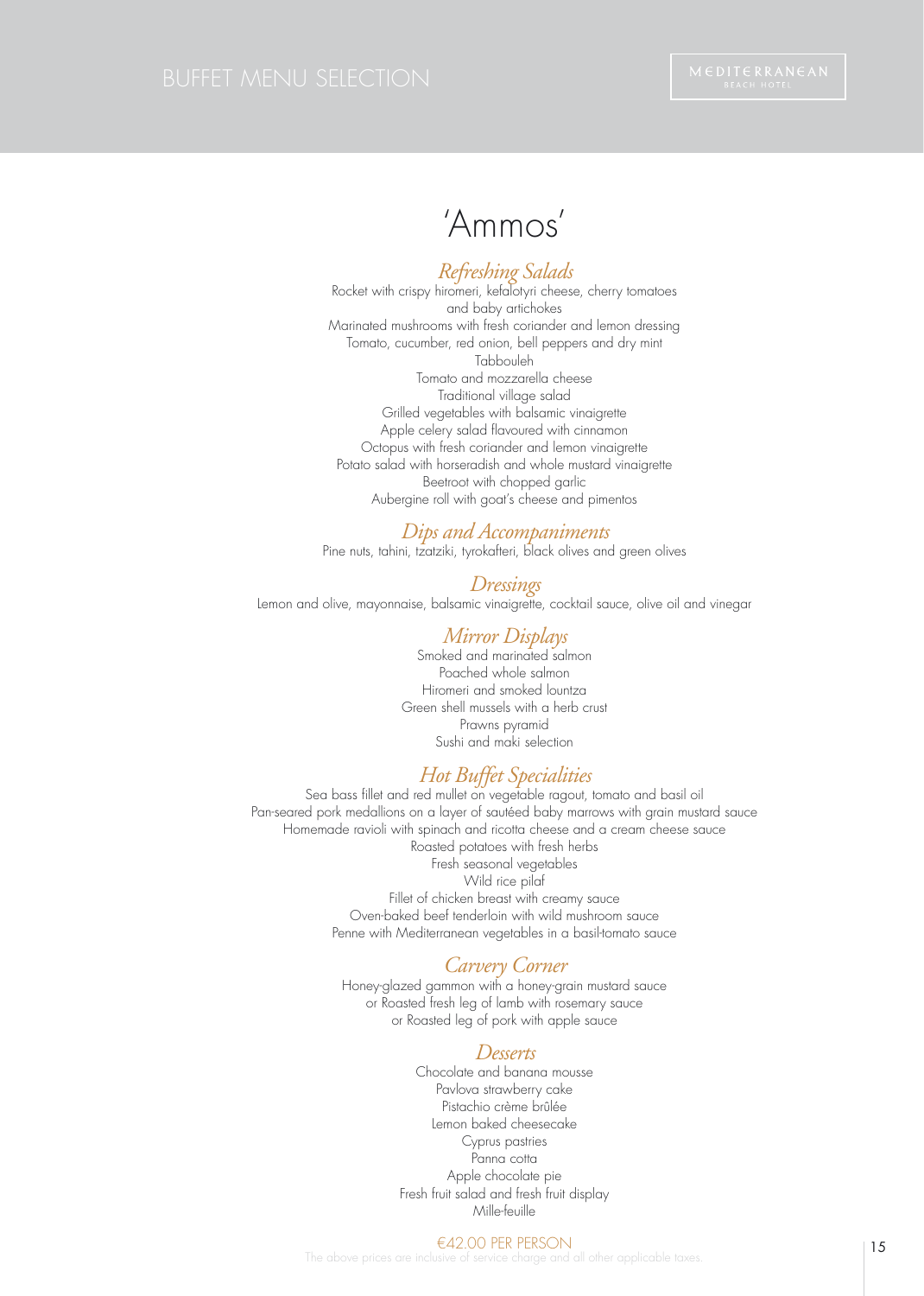# BUFFET MENU SELECTION

MEDITERRANEAN BEACH HOTEL

## 'Ammos'

### *Refreshing Salads*

Rocket with crispy hiromeri, kefalotyri cheese, cherry tomatoes and baby artichokes
Marinated mushrooms with fresh coriander and lemon dressing
Tomato, cucumber, red onion, bell peppers and dry mint
Tabbouleh
Tomato and mozzarella cheese
Traditional village salad
Grilled vegetables with balsamic vinaigrette
Apple celery salad flavoured with cinnamon
Octopus with fresh coriander and lemon vinaigrette
Potato salad with horseradish and whole mustard vinaigrette
Beetroot with chopped garlic
Aubergine roll with goat's cheese and pimentos

### *Dips and Accompaniments*

Pine nuts, tahini, tzatziki, tyrokafteri, black olives and green olives

### *Dressings*

Lemon and olive, mayonnaise, balsamic vinaigrette, cocktail sauce, olive oil and vinegar

### *Mirror Displays*

Smoked and marinated salmon
Poached whole salmon
Hiromeri and smoked lountza
Green shell mussels with a herb crust
Prawns pyramid
Sushi and maki selection

### *Hot Buffet Specialities*

Sea bass fillet and red mullet on vegetable ragout, tomato and basil oil
Pan-seared pork medallions on a layer of sautéed baby marrows with grain mustard sauce
Homemade ravioli with spinach and ricotta cheese and a cream cheese sauce
Roasted potatoes with fresh herbs
Fresh seasonal vegetables
Wild rice pilaf
Fillet of chicken breast with creamy sauce
Oven-baked beef tenderloin with wild mushroom sauce
Penne with Mediterranean vegetables in a basil-tomato sauce

### *Carvery Corner*

Honey-glazed gammon with a honey-grain mustard sauce
or Roasted fresh leg of lamb with rosemary sauce
or Roasted leg of pork with apple sauce

### *Desserts*

Chocolate and banana mousse
Pavlova strawberry cake
Pistachio crème brûlée
Lemon baked cheesecake
Cyprus pastries
Panna cotta
Apple chocolate pie
Fresh fruit salad and fresh fruit display
Mille-feuille

€42.00 PER PERSON

The above prices are inclusive of service charge and all other applicable taxes.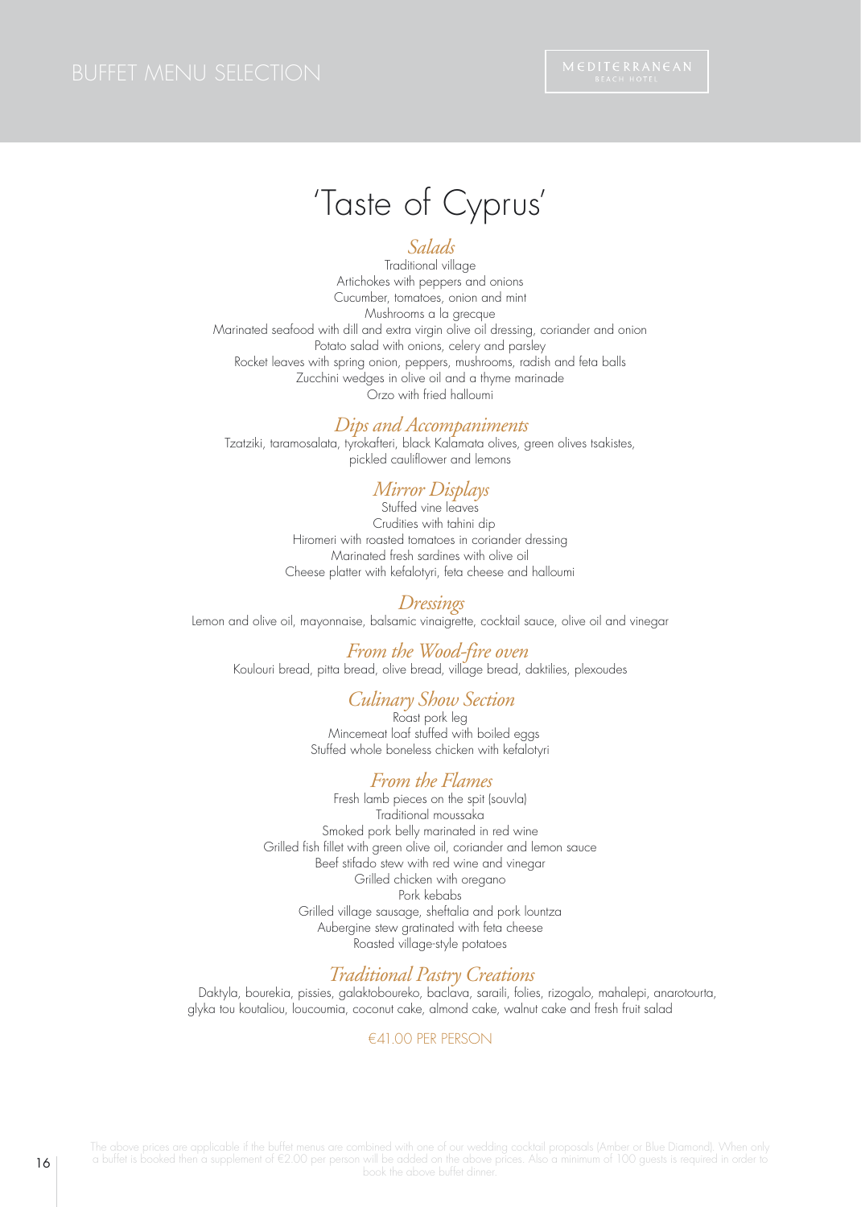# 'Taste of Cyprus'

## *Salads*

Traditional village
Artichokes with peppers and onions
Cucumber, tomatoes, onion and mint
Mushrooms a la grecque
Marinated seafood with dill and extra virgin olive oil dressing, coriander and onion
Potato salad with onions, celery and parsley
Rocket leaves with spring onion, peppers, mushrooms, radish and feta balls
Zucchini wedges in olive oil and a thyme marinade
Orzo with fried halloumi

## *Dips and Accompaniments*

Tzatziki, taramosalata, tyrokafteri, black Kalamata olives, green olives tsakistes, pickled cauliflower and lemons

## *Mirror Displays*

Stuffed vine leaves
Crudities with tahini dip
Hiromeri with roasted tomatoes in coriander dressing
Marinated fresh sardines with olive oil
Cheese platter with kefalotyri, feta cheese and halloumi

## *Dressings*

Lemon and olive oil, mayonnaise, balsamic vinaigrette, cocktail sauce, olive oil and vinegar

## *From the Wood-fire oven*

Koulouri bread, pitta bread, olive bread, village bread, daktilies, plexoudes

## *Culinary Show Section*

Roast pork leg
Mincemeat loaf stuffed with boiled eggs
Stuffed whole boneless chicken with kefalotyri

## *From the Flames*

Fresh lamb pieces on the spit (souvla)
Traditional moussaka
Smoked pork belly marinated in red wine
Grilled fish fillet with green olive oil, coriander and lemon sauce
Beef stifado stew with red wine and vinegar
Grilled chicken with oregano
Pork kebabs
Grilled village sausage, sheftalia and pork lountza
Aubergine stew gratinated with feta cheese
Roasted village-style potatoes

## *Traditional Pastry Creations*

Daktyla, bourekia, pissies, galaktoboureko, baclava, saraili, folies, rizogalo, mahalepi, anarotourta, glyka tou koutaliou, loucoumia, coconut cake, almond cake, walnut cake and fresh fruit salad

€41.00 PER PERSON

The above prices are applicable if the buffet menus are combined with one of our wedding cocktail proposals (Amber or Blue Diamond). When only a buffet is booked then a supplement of €2.00 per person will be added on the above prices. Also a minimum of 100 guests is required in order to book the above buffet dinner.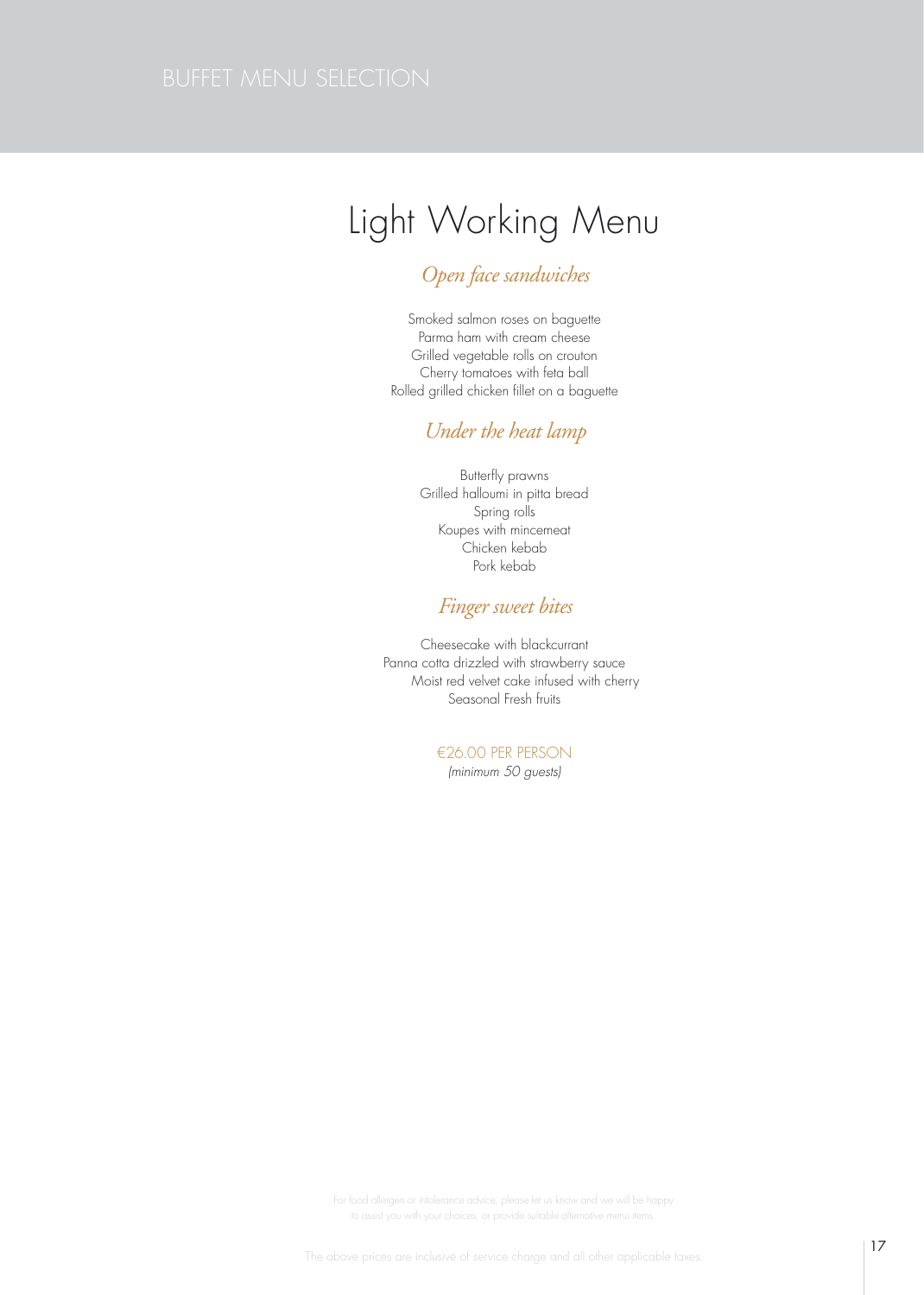BUFFET MENU SELECTION

# Light Working Menu

### *Open face sandwiches*

Smoked salmon roses on baguette
Parma ham with cream cheese
Grilled vegetable rolls on crouton
Cherry tomatoes with feta ball
Rolled grilled chicken fillet on a baguette

### *Under the heat lamp*

Butterfly prawns
Grilled halloumi in pitta bread
Spring rolls
Koupes with mincemeat
Chicken kebab
Pork kebab

### *Finger sweet bites*

Cheesecake with blackcurrant
Panna cotta drizzled with strawberry sauce
Moist red velvet cake infused with cherry
Seasonal Fresh fruits

€26.00 PER PERSON
*(minimum 50 guests)*

For food allergen or intolerance advice, please let us know and we will be happy to assist you with your choices, or provide suitable alternative menu items.

The above prices are inclusive of service charge and all other applicable taxes.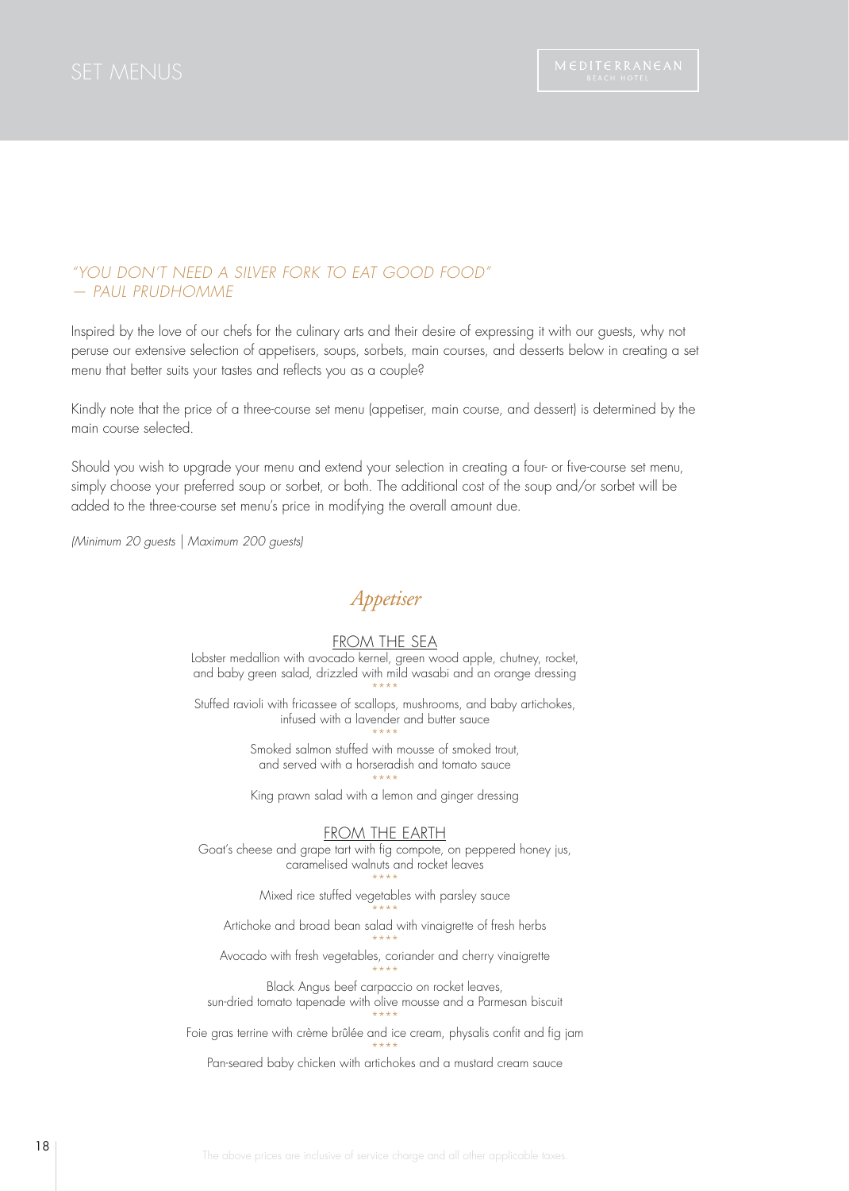# SET MENUS

*"YOU DON'T NEED A SILVER FORK TO EAT GOOD FOOD"*
*— PAUL PRUDHOMME*

Inspired by the love of our chefs for the culinary arts and their desire of expressing it with our guests, why not peruse our extensive selection of appetisers, soups, sorbets, main courses, and desserts below in creating a set menu that better suits your tastes and reflects you as a couple?

Kindly note that the price of a three-course set menu (appetiser, main course, and dessert) is determined by the main course selected.

Should you wish to upgrade your menu and extend your selection in creating a four- or five-course set menu, simply choose your preferred soup or sorbet, or both. The additional cost of the soup and/or sorbet will be added to the three-course set menu's price in modifying the overall amount due.

*(Minimum 20 guests | Maximum 200 guests)*

## *Appetiser*

### FROM THE SEA

Lobster medallion with avocado kernel, green wood apple, chutney, rocket, and baby green salad, drizzled with mild wasabi and an orange dressing

\*\*\*\*

Stuffed ravioli with fricassee of scallops, mushrooms, and baby artichokes, infused with a lavender and butter sauce

\*\*\*\*

Smoked salmon stuffed with mousse of smoked trout, and served with a horseradish and tomato sauce

\*\*\*\*

King prawn salad with a lemon and ginger dressing

### FROM THE EARTH

Goat's cheese and grape tart with fig compote, on peppered honey jus, caramelised walnuts and rocket leaves

\*\*\*\*

Mixed rice stuffed vegetables with parsley sauce

\*\*\*\*

Artichoke and broad bean salad with vinaigrette of fresh herbs

\*\*\*\*

Avocado with fresh vegetables, coriander and cherry vinaigrette

\*\*\*\*

Black Angus beef carpaccio on rocket leaves, sun-dried tomato tapenade with olive mousse and a Parmesan biscuit

\*\*\*\*

Foie gras terrine with crème brûlée and ice cream, physalis confit and fig jam

\*\*\*\*

Pan-seared baby chicken with artichokes and a mustard cream sauce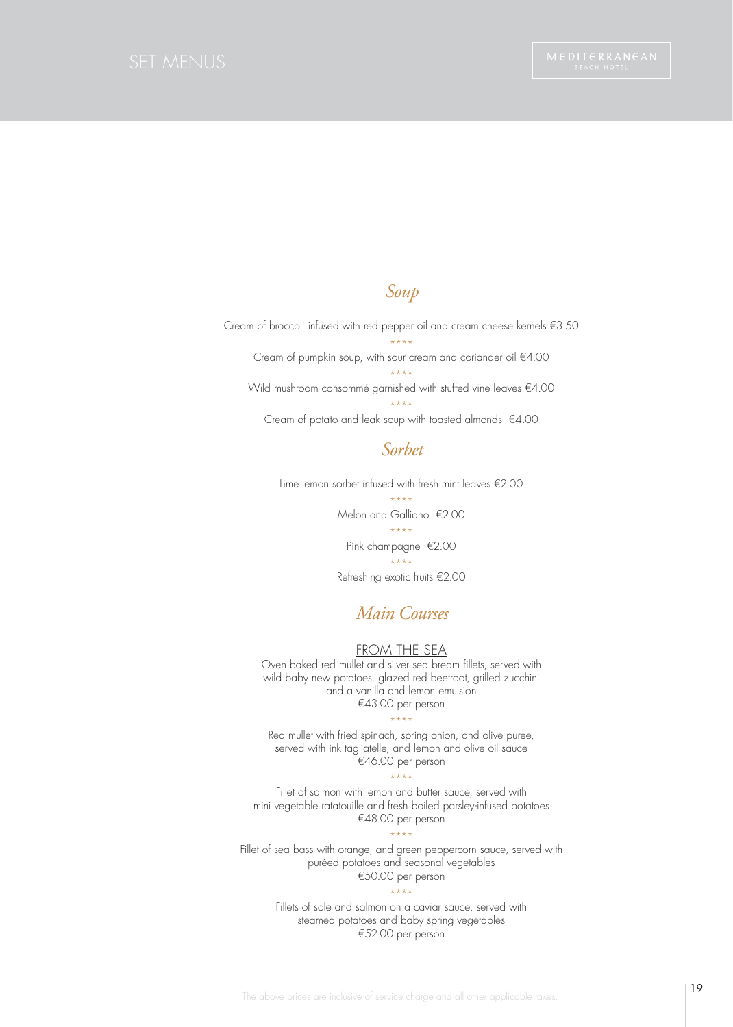# SET MENUS

## Soup

Cream of broccoli infused with red pepper oil and cream cheese kernels €3.50

****

Cream of pumpkin soup, with sour cream and coriander oil €4.00

****

Wild mushroom consommé garnished with stuffed vine leaves €4.00

****

Cream of potato and leak soup with toasted almonds €4.00

## Sorbet

Lime lemon sorbet infused with fresh mint leaves €2.00

****

Melon and Galliano €2.00

****

Pink champagne €2.00

****

Refreshing exotic fruits €2.00

## Main Courses

### FROM THE SEA

Oven baked red mullet and silver sea bream fillets, served with wild baby new potatoes, glazed red beetroot, grilled zucchini and a vanilla and lemon emulsion
€43.00 per person

****

Red mullet with fried spinach, spring onion, and olive puree, served with ink tagliatelle, and lemon and olive oil sauce
€46.00 per person

****

Fillet of salmon with lemon and butter sauce, served with mini vegetable ratatouille and fresh boiled parsley-infused potatoes
€48.00 per person

****

Fillet of sea bass with orange, and green peppercorn sauce, served with puréed potatoes and seasonal vegetables
€50.00 per person

****

Fillets of sole and salmon on a caviar sauce, served with steamed potatoes and baby spring vegetables
€52.00 per person

The above prices are inclusive of service charge and all other applicable taxes.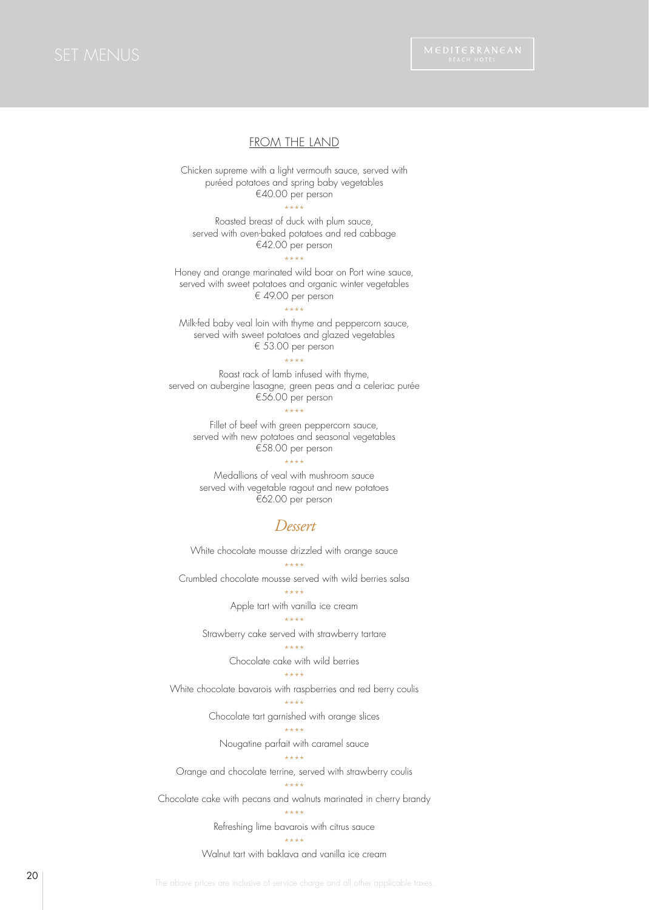## FROM THE LAND

Chicken supreme with a light vermouth sauce, served with puréed potatoes and spring baby vegetables
€40.00 per person

\*\*\*\*

Roasted breast of duck with plum sauce, served with oven-baked potatoes and red cabbage
€42.00 per person

\*\*\*\*

Honey and orange marinated wild boar on Port wine sauce, served with sweet potatoes and organic winter vegetables
€ 49.00 per person

\*\*\*\*

Milk-fed baby veal loin with thyme and peppercorn sauce, served with sweet potatoes and glazed vegetables
€ 53.00 per person

\*\*\*\*

Roast rack of lamb infused with thyme, served on aubergine lasagne, green peas and a celeriac purée
€56.00 per person

\*\*\*\*

Fillet of beef with green peppercorn sauce, served with new potatoes and seasonal vegetables
€58.00 per person

\*\*\*\*

Medallions of veal with mushroom sauce served with vegetable ragout and new potatoes
€62.00 per person

## *Dessert*

White chocolate mousse drizzled with orange sauce

\*\*\*\*

Crumbled chocolate mousse served with wild berries salsa

\*\*\*\*

Apple tart with vanilla ice cream

\*\*\*\*

Strawberry cake served with strawberry tartare

\*\*\*\*

Chocolate cake with wild berries

\*\*\*\*

White chocolate bavarois with raspberries and red berry coulis

\*\*\*\*

Chocolate tart garnished with orange slices

\*\*\*\*

Nougatine parfait with caramel sauce

\*\*\*\*

Orange and chocolate terrine, served with strawberry coulis

\*\*\*\*

Chocolate cake with pecans and walnuts marinated in cherry brandy

\*\*\*\*

Refreshing lime bavarois with citrus sauce

\*\*\*\*

Walnut tart with baklava and vanilla ice cream

The above prices are inclusive of service charge and all other applicable taxes.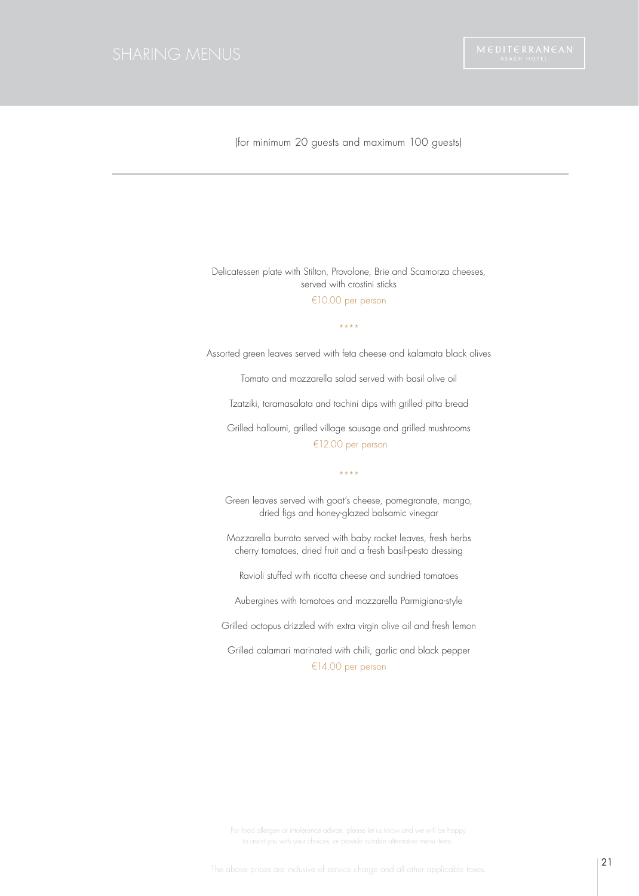# SHARING MENUS

(for minimum 20 guests and maximum 100 guests)

---

Delicatessen plate with Stilton, Provolone, Brie and Scamorza cheeses, served with crostini sticks

€10.00 per person

****

Assorted green leaves served with feta cheese and kalamata black olives

Tomato and mozzarella salad served with basil olive oil

Tzatziki, taramasalata and tachini dips with grilled pitta bread

Grilled halloumi, grilled village sausage and grilled mushrooms

€12.00 per person

****

Green leaves served with goat's cheese, pomegranate, mango, dried figs and honey-glazed balsamic vinegar

Mozzarella burrata served with baby rocket leaves, fresh herbs cherry tomatoes, dried fruit and a fresh basil-pesto dressing

Ravioli stuffed with ricotta cheese and sundried tomatoes

Aubergines with tomatoes and mozzarella Parmigiana-style

Grilled octopus drizzled with extra virgin olive oil and fresh lemon

Grilled calamari marinated with chilli, garlic and black pepper

€14.00 per person

For food allergen or intolerance advice, please let us know and we will be happy to assist you with your choices, or provide suitable alternative menu items.

The above prices are inclusive of service charge and all other applicable taxes.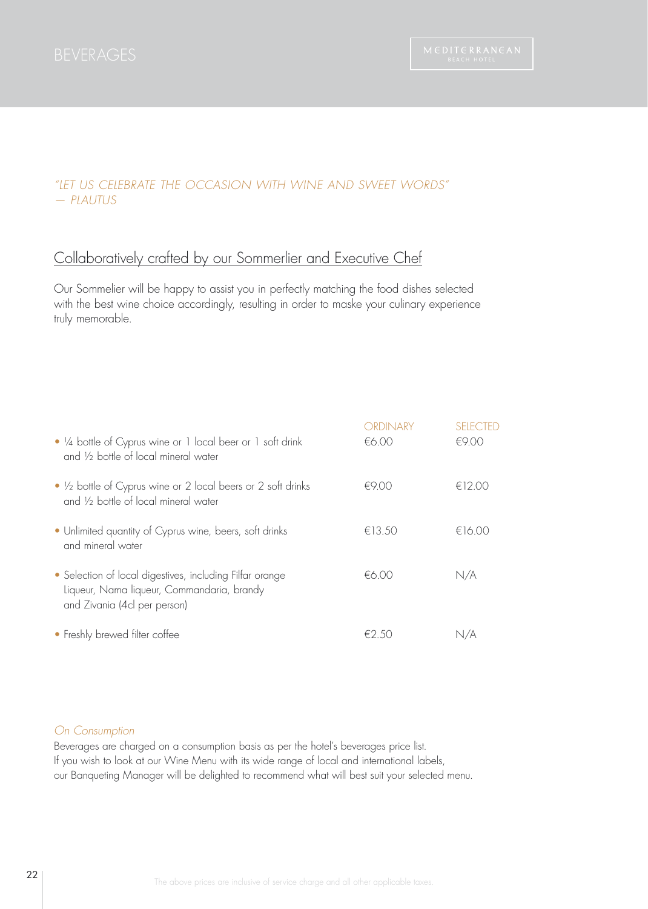# BEVERAGES

*"LET US CELEBRATE THE OCCASION WITH WINE AND SWEET WORDS" — PLAUTUS*

## Collaboratively crafted by our Sommerlier and Executive Chef

Our Sommelier will be happy to assist you in perfectly matching the food dishes selected with the best wine choice accordingly, resulting in order to maske your culinary experience truly memorable.

| | ORDINARY | SELECTED |
|---|---|---|
| • ¼ bottle of Cyprus wine or 1 local beer or 1 soft drink and ½ bottle of local mineral water | €6.00 | €9.00 |
| • ½ bottle of Cyprus wine or 2 local beers or 2 soft drinks and ½ bottle of local mineral water | €9.00 | €12.00 |
| • Unlimited quantity of Cyprus wine, beers, soft drinks and mineral water | €13.50 | €16.00 |
| • Selection of local digestives, including Filfar orange Liqueur, Nama liqueur, Commandaria, brandy and Zivania (4cl per person) | €6.00 | N/A |
| • Freshly brewed filter coffee | €2.50 | N/A |

*On Consumption*

Beverages are charged on a consumption basis as per the hotel's beverages price list.
If you wish to look at our Wine Menu with its wide range of local and international labels, our Banqueting Manager will be delighted to recommend what will best suit your selected menu.

The above prices are inclusive of service charge and all other applicable taxes.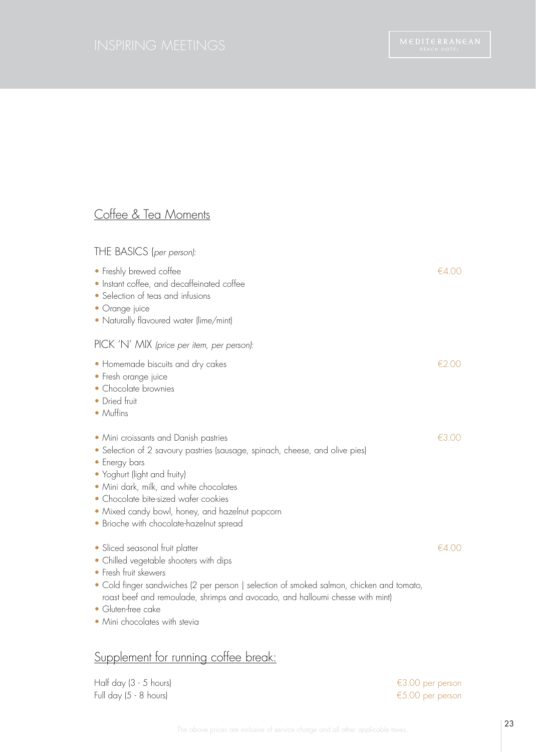## Coffee & Tea Moments

### THE BASICS (*per person*):

- Freshly brewed coffee — €4.00
- Instant coffee, and decaffeinated coffee
- Selection of teas and infusions
- Orange juice
- Naturally flavoured water (lime/mint)

### PICK 'N' MIX (*price per item, per person*):

€2.00

- Homemade biscuits and dry cakes
- Fresh orange juice
- Chocolate brownies
- Dried fruit
- Muffins

€3.00

- Mini croissants and Danish pastries
- Selection of 2 savoury pastries (sausage, spinach, cheese, and olive pies)
- Energy bars
- Yoghurt (light and fruity)
- Mini dark, milk, and white chocolates
- Chocolate bite-sized wafer cookies
- Mixed candy bowl, honey, and hazelnut popcorn
- Brioche with chocolate-hazelnut spread

€4.00

- Sliced seasonal fruit platter
- Chilled vegetable shooters with dips
- Fresh fruit skewers
- Cold finger sandwiches (2 per person | selection of smoked salmon, chicken and tomato, roast beef and remoulade, shrimps and avocado, and halloumi chesse with mint)
- Gluten-free cake
- Mini chocolates with stevia

## Supplement for running coffee break:

Half day (3 - 5 hours) — €3.00 per person
Full day (5 - 8 hours) — €5.00 per person

The above prices are inclusive of service charge and all other applicable taxes.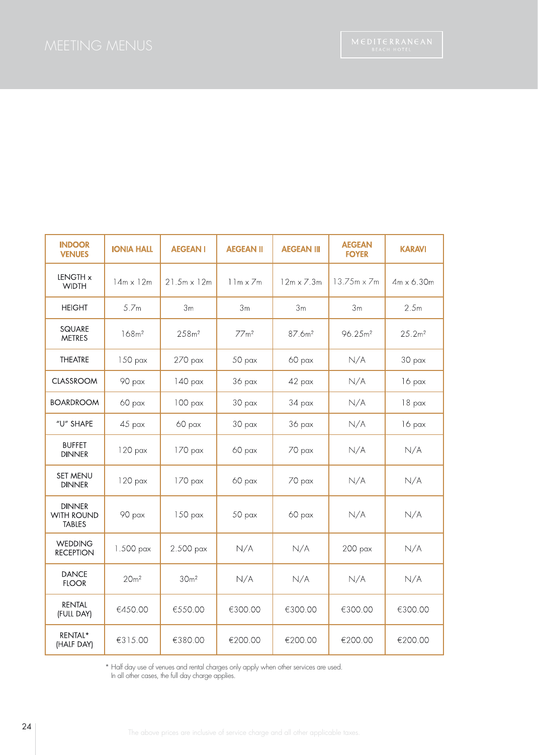# MEETING MENUS

| INDOOR VENUES | IONIA HALL | AEGEAN I | AEGEAN II | AEGEAN III | AEGEAN FOYER | KARAVI |
|---|---|---|---|---|---|---|
| LENGTH x WIDTH | 14m x 12m | 21.5m x 12m | 11m x 7m | 12m x 7.3m | 13.75m x 7m | 4m x 6.30m |
| HEIGHT | 5.7m | 3m | 3m | 3m | 3m | 2.5m |
| SQUARE METRES | 168m² | 258m² | 77m² | 87.6m² | 96.25m² | 25.2m² |
| THEATRE | 150 pax | 270 pax | 50 pax | 60 pax | N/A | 30 pax |
| CLASSROOM | 90 pax | 140 pax | 36 pax | 42 pax | N/A | 16 pax |
| BOARDROOM | 60 pax | 100 pax | 30 pax | 34 pax | N/A | 18 pax |
| "U" SHAPE | 45 pax | 60 pax | 30 pax | 36 pax | N/A | 16 pax |
| BUFFET DINNER | 120 pax | 170 pax | 60 pax | 70 pax | N/A | N/A |
| SET MENU DINNER | 120 pax | 170 pax | 60 pax | 70 pax | N/A | N/A |
| DINNER WITH ROUND TABLES | 90 pax | 150 pax | 50 pax | 60 pax | N/A | N/A |
| WEDDING RECEPTION | 1.500 pax | 2.500 pax | N/A | N/A | 200 pax | N/A |
| DANCE FLOOR | 20m² | 30m² | N/A | N/A | N/A | N/A |
| RENTAL (FULL DAY) | €450.00 | €550.00 | €300.00 | €300.00 | €300.00 | €300.00 |
| RENTAL* (HALF DAY) | €315.00 | €380.00 | €200.00 | €200.00 | €200.00 | €200.00 |

* Half day use of venues and rental charges only apply when other services are used.
In all other cases, the full day charge applies.

The above prices are inclusive of service charge and all other applicable taxes.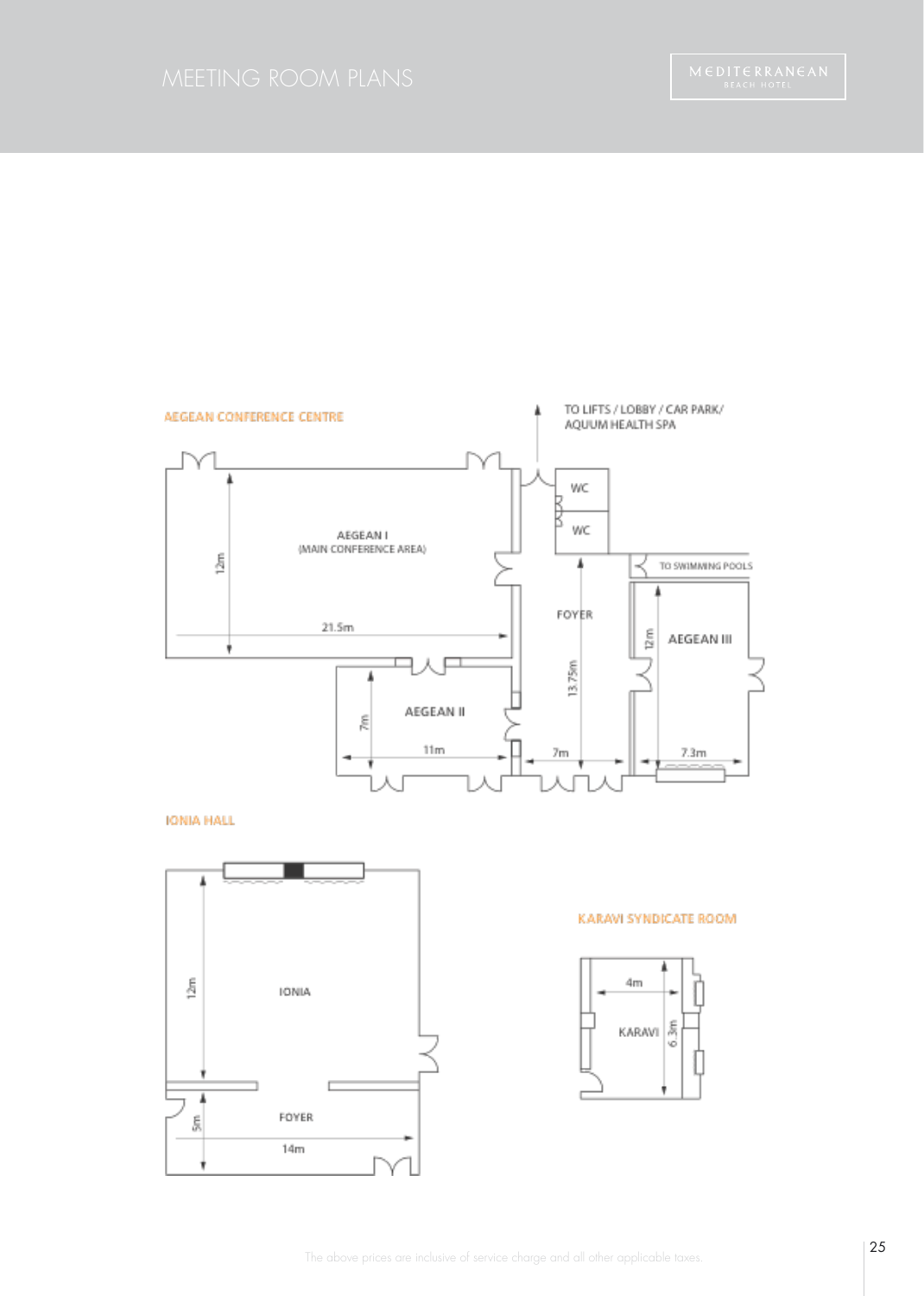# MEETING ROOM PLANS

MEDITERRANEAN BEACH HOTEL

## AEGEAN CONFERENCE CENTRE

TO LIFTS / LOBBY / CAR PARK/ AQUUM HEALTH SPA

WC

WC

TO SWIMMING POOLS

AEGEAN I (MAIN CONFERENCE AREA)

12m

21.5m

FOYER

13.75m

7m

AEGEAN II

7m

11m

AEGEAN III

12m

7.3m

## IONIA HALL

IONIA

12m

FOYER

5m

14m

## KARAVI SYNDICATE ROOM

KARAVI

4m

6.3m

The above prices are inclusive of service charge and all other applicable taxes.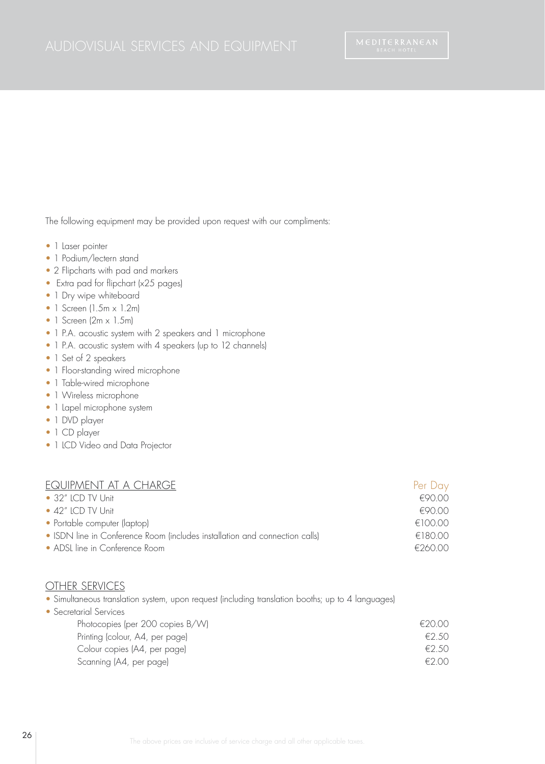# AUDIOVISUAL SERVICES AND EQUIPMENT

The following equipment may be provided upon request with our compliments:

- 1 Laser pointer
- 1 Podium/lectern stand
- 2 Flipcharts with pad and markers
- Extra pad for flipchart (x25 pages)
- 1 Dry wipe whiteboard
- 1 Screen (1.5m x 1.2m)
- 1 Screen (2m x 1.5m)
- 1 P.A. acoustic system with 2 speakers and 1 microphone
- 1 P.A. acoustic system with 4 speakers (up to 12 channels)
- 1 Set of 2 speakers
- 1 Floor-standing wired microphone
- 1 Table-wired microphone
- 1 Wireless microphone
- 1 Lapel microphone system
- 1 DVD player
- 1 CD player
- 1 LCD Video and Data Projector

| EQUIPMENT AT A CHARGE | Per Day |
|---|---|
| • 32" LCD TV Unit | €90.00 |
| • 42" LCD TV Unit | €90.00 |
| • Portable computer (laptop) | €100.00 |
| • ISDN line in Conference Room (includes installation and connection calls) | €180.00 |
| • ADSL line in Conference Room | €260.00 |

## OTHER SERVICES

- Simultaneous translation system, upon request (including translation booths; up to 4 languages)
- Secretarial Services

| | |
|---|---|
| Photocopies (per 200 copies B/W) | €20.00 |
| Printing (colour, A4, per page) | €2.50 |
| Colour copies (A4, per page) | €2.50 |
| Scanning (A4, per page) | €2.00 |

The above prices are inclusive of service charge and all other applicable taxes.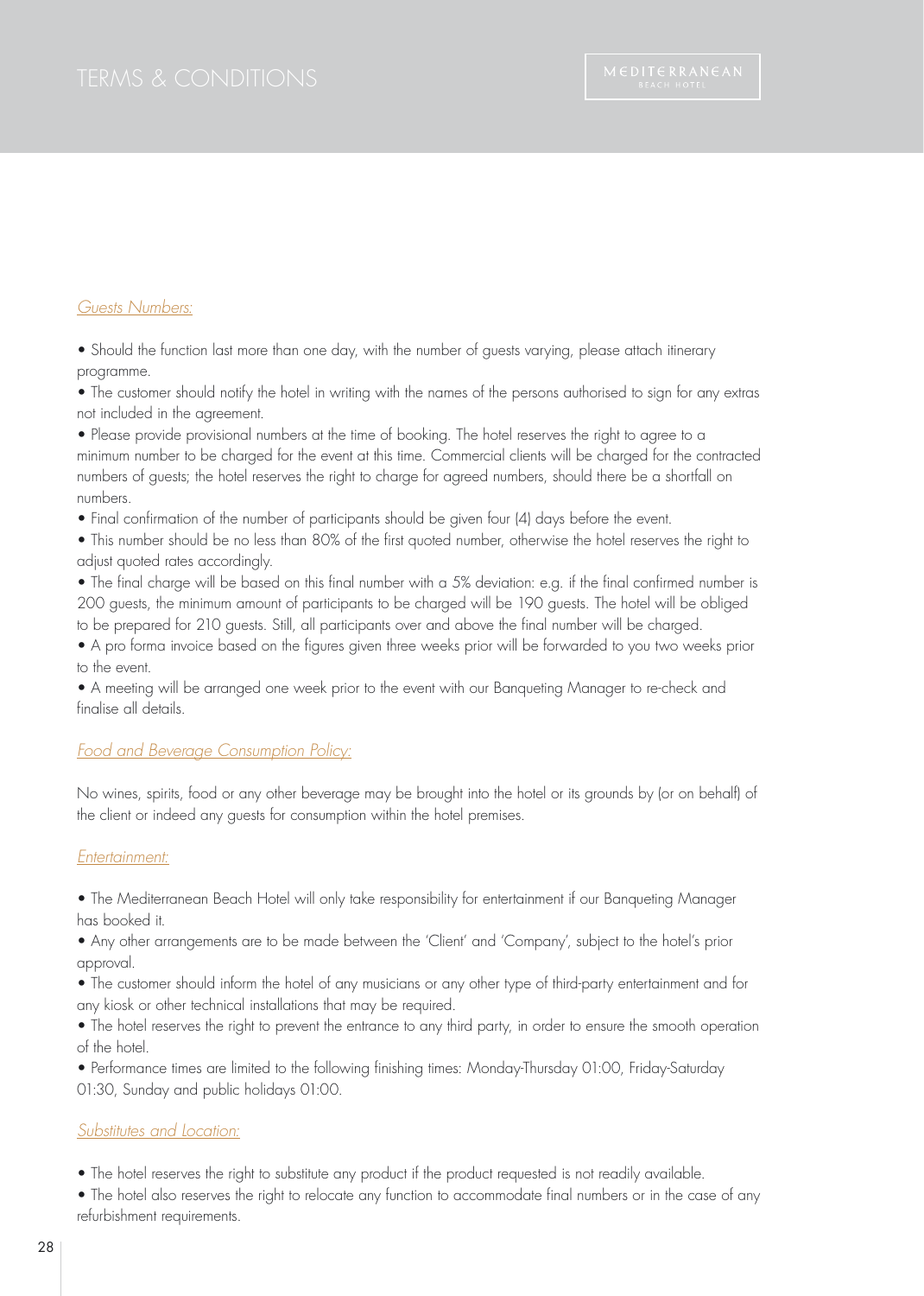# TERMS & CONDITIONS

### Guests Numbers:

- Should the function last more than one day, with the number of guests varying, please attach itinerary programme.
- The customer should notify the hotel in writing with the names of the persons authorised to sign for any extras not included in the agreement.
- Please provide provisional numbers at the time of booking. The hotel reserves the right to agree to a minimum number to be charged for the event at this time. Commercial clients will be charged for the contracted numbers of guests; the hotel reserves the right to charge for agreed numbers, should there be a shortfall on numbers.
- Final confirmation of the number of participants should be given four (4) days before the event.
- This number should be no less than 80% of the first quoted number, otherwise the hotel reserves the right to adjust quoted rates accordingly.
- The final charge will be based on this final number with a 5% deviation: e.g. if the final confirmed number is 200 guests, the minimum amount of participants to be charged will be 190 guests. The hotel will be obliged to be prepared for 210 guests. Still, all participants over and above the final number will be charged.
- A pro forma invoice based on the figures given three weeks prior will be forwarded to you two weeks prior to the event.
- A meeting will be arranged one week prior to the event with our Banqueting Manager to re-check and finalise all details.

### Food and Beverage Consumption Policy:

No wines, spirits, food or any other beverage may be brought into the hotel or its grounds by (or on behalf) of the client or indeed any guests for consumption within the hotel premises.

### Entertainment:

- The Mediterranean Beach Hotel will only take responsibility for entertainment if our Banqueting Manager has booked it.
- Any other arrangements are to be made between the 'Client' and 'Company', subject to the hotel's prior approval.
- The customer should inform the hotel of any musicians or any other type of third-party entertainment and for any kiosk or other technical installations that may be required.
- The hotel reserves the right to prevent the entrance to any third party, in order to ensure the smooth operation of the hotel.
- Performance times are limited to the following finishing times: Monday-Thursday 01:00, Friday-Saturday 01:30, Sunday and public holidays 01:00.

### Substitutes and Location:

- The hotel reserves the right to substitute any product if the product requested is not readily available.
- The hotel also reserves the right to relocate any function to accommodate final numbers or in the case of any refurbishment requirements.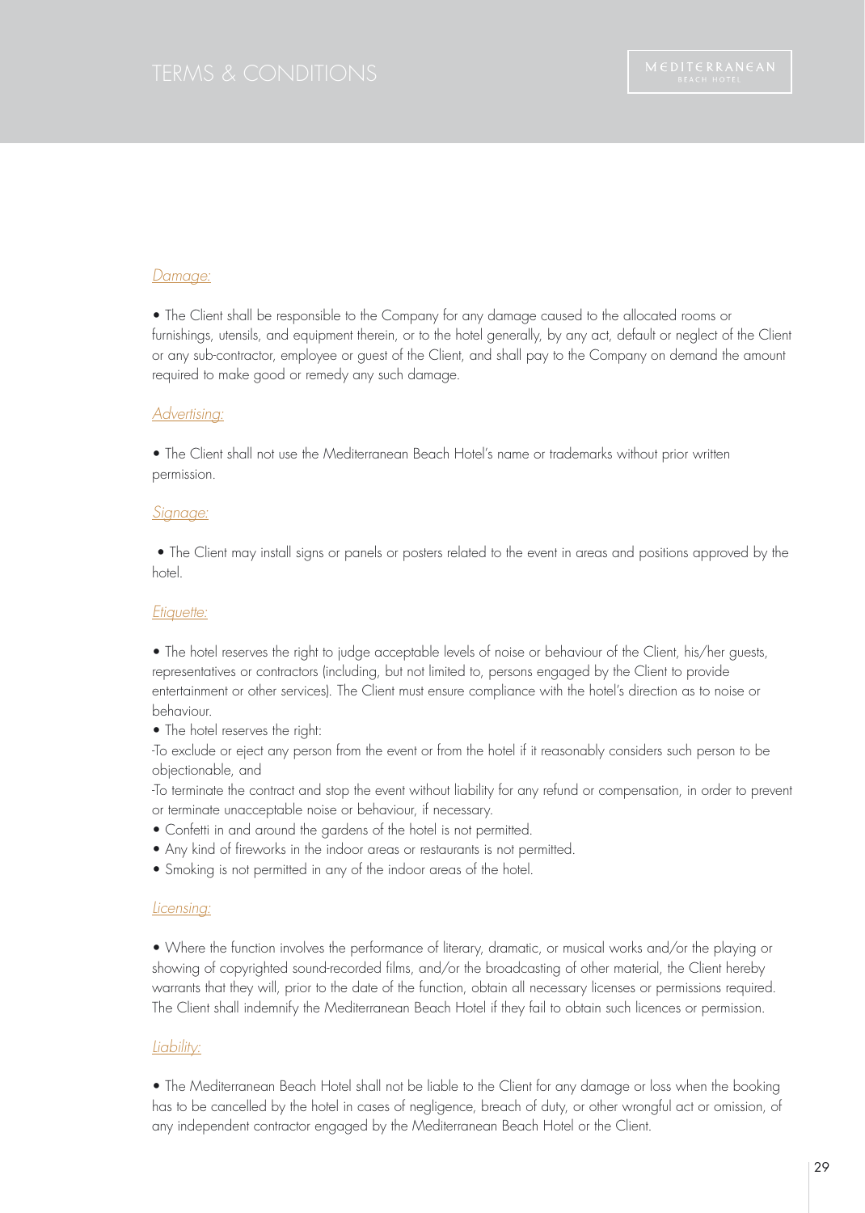*Damage:*

- The Client shall be responsible to the Company for any damage caused to the allocated rooms or furnishings, utensils, and equipment therein, or to the hotel generally, by any act, default or neglect of the Client or any sub-contractor, employee or guest of the Client, and shall pay to the Company on demand the amount required to make good or remedy any such damage.

*Advertising:*

- The Client shall not use the Mediterranean Beach Hotel's name or trademarks without prior written permission.

*Signage:*

- The Client may install signs or panels or posters related to the event in areas and positions approved by the hotel.

*Etiquette:*

- The hotel reserves the right to judge acceptable levels of noise or behaviour of the Client, his/her guests, representatives or contractors (including, but not limited to, persons engaged by the Client to provide entertainment or other services). The Client must ensure compliance with the hotel's direction as to noise or behaviour.
- The hotel reserves the right:

-To exclude or eject any person from the event or from the hotel if it reasonably considers such person to be objectionable, and

-To terminate the contract and stop the event without liability for any refund or compensation, in order to prevent or terminate unacceptable noise or behaviour, if necessary.

- Confetti in and around the gardens of the hotel is not permitted.
- Any kind of fireworks in the indoor areas or restaurants is not permitted.
- Smoking is not permitted in any of the indoor areas of the hotel.

*Licensing:*

- Where the function involves the performance of literary, dramatic, or musical works and/or the playing or showing of copyrighted sound-recorded films, and/or the broadcasting of other material, the Client hereby warrants that they will, prior to the date of the function, obtain all necessary licenses or permissions required. The Client shall indemnify the Mediterranean Beach Hotel if they fail to obtain such licences or permission.

*Liability:*

- The Mediterranean Beach Hotel shall not be liable to the Client for any damage or loss when the booking has to be cancelled by the hotel in cases of negligence, breach of duty, or other wrongful act or omission, of any independent contractor engaged by the Mediterranean Beach Hotel or the Client.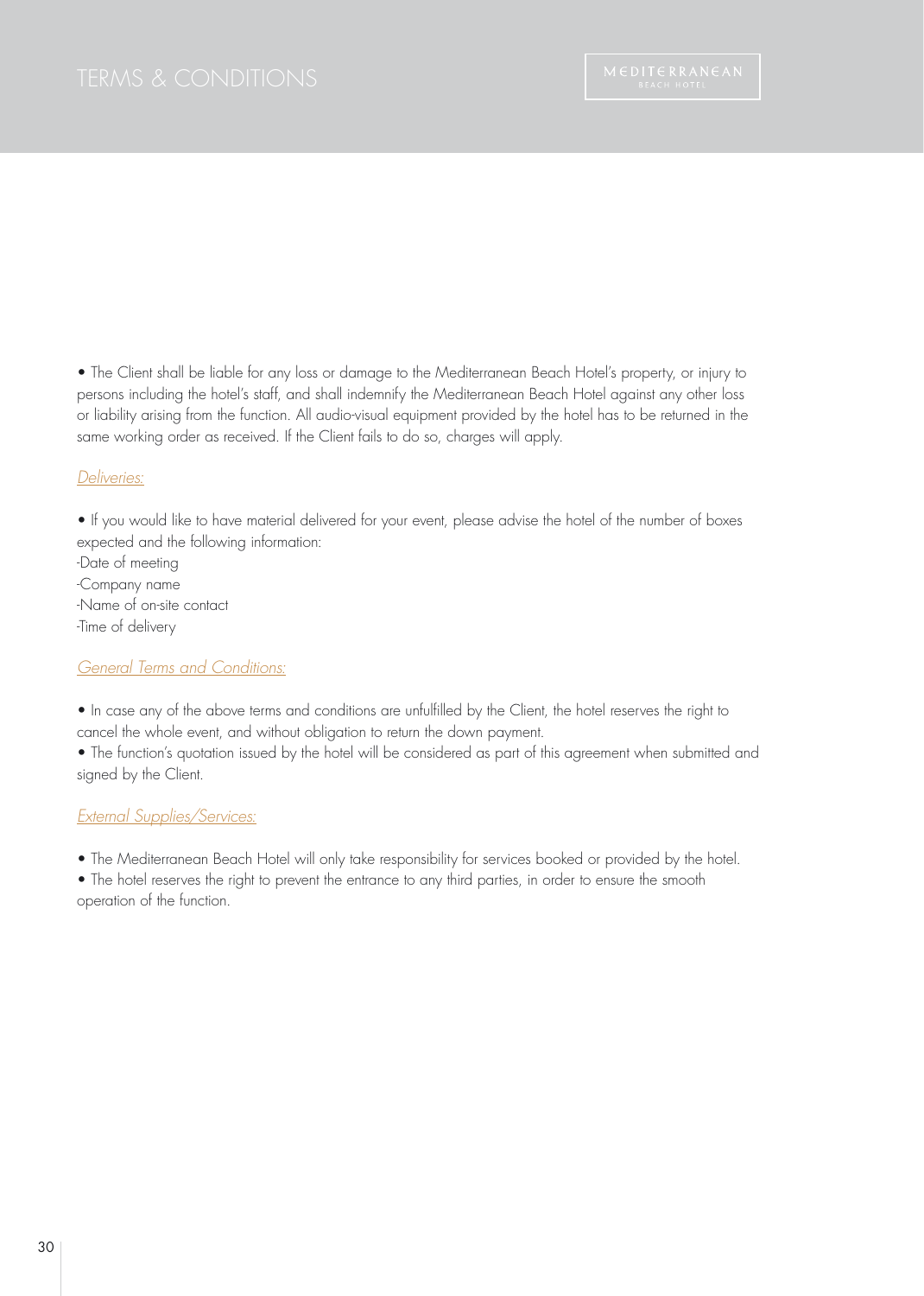• The Client shall be liable for any loss or damage to the Mediterranean Beach Hotel's property, or injury to persons including the hotel's staff, and shall indemnify the Mediterranean Beach Hotel against any other loss or liability arising from the function. All audio-visual equipment provided by the hotel has to be returned in the same working order as received. If the Client fails to do so, charges will apply.

*Deliveries:*

• If you would like to have material delivered for your event, please advise the hotel of the number of boxes expected and the following information:
-Date of meeting
-Company name
-Name of on-site contact
-Time of delivery

*General Terms and Conditions:*

• In case any of the above terms and conditions are unfulfilled by the Client, the hotel reserves the right to cancel the whole event, and without obligation to return the down payment.
• The function's quotation issued by the hotel will be considered as part of this agreement when submitted and signed by the Client.

*External Supplies/Services:*

• The Mediterranean Beach Hotel will only take responsibility for services booked or provided by the hotel.
• The hotel reserves the right to prevent the entrance to any third parties, in order to ensure the smooth operation of the function.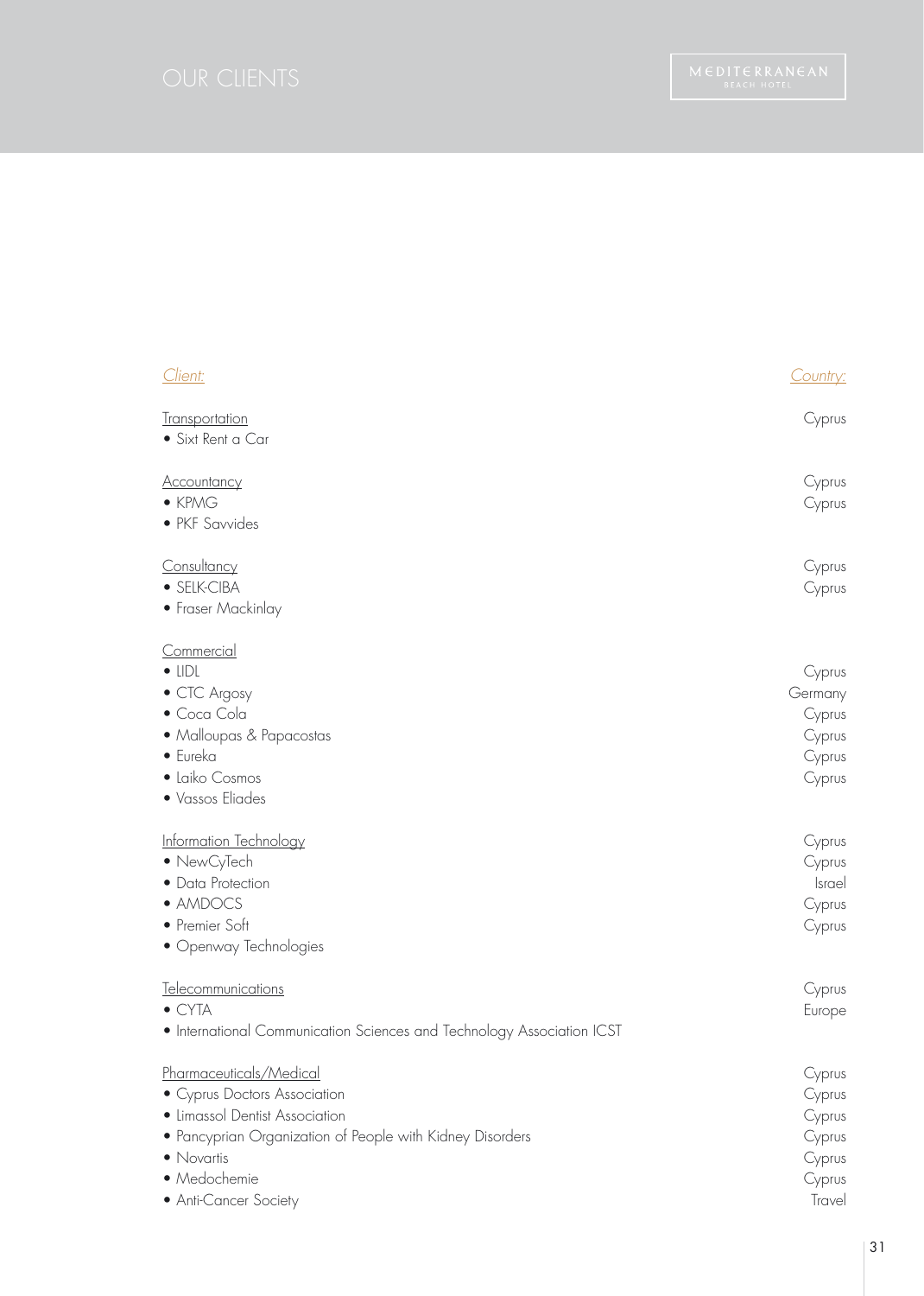# OUR CLIENTS

| *Client:* | *Country:* |
|---|---|
| Transportation | Cyprus |
| • Sixt Rent a Car | |
| Accountancy | Cyprus |
| • KPMG | Cyprus |
| • PKF Savvides | |
| Consultancy | Cyprus |
| • SELK-CIBA | Cyprus |
| • Fraser Mackinlay | |
| Commercial | |
| • LIDL | Cyprus |
| • CTC Argosy | Germany |
| • Coca Cola | Cyprus |
| • Malloupas & Papacostas | Cyprus |
| • Eureka | Cyprus |
| • Laiko Cosmos | Cyprus |
| • Vassos Eliades | |
| Information Technology | Cyprus |
| • NewCyTech | Cyprus |
| • Data Protection | Israel |
| • AMDOCS | Cyprus |
| • Premier Soft | Cyprus |
| • Openway Technologies | |
| Telecommunications | Cyprus |
| • CYTA | Europe |
| • International Communication Sciences and Technology Association ICST | |
| Pharmaceuticals/Medical | Cyprus |
| • Cyprus Doctors Association | Cyprus |
| • Limassol Dentist Association | Cyprus |
| • Pancyprian Organization of People with Kidney Disorders | Cyprus |
| • Novartis | Cyprus |
| • Medochemie | Cyprus |
| • Anti-Cancer Society | Travel |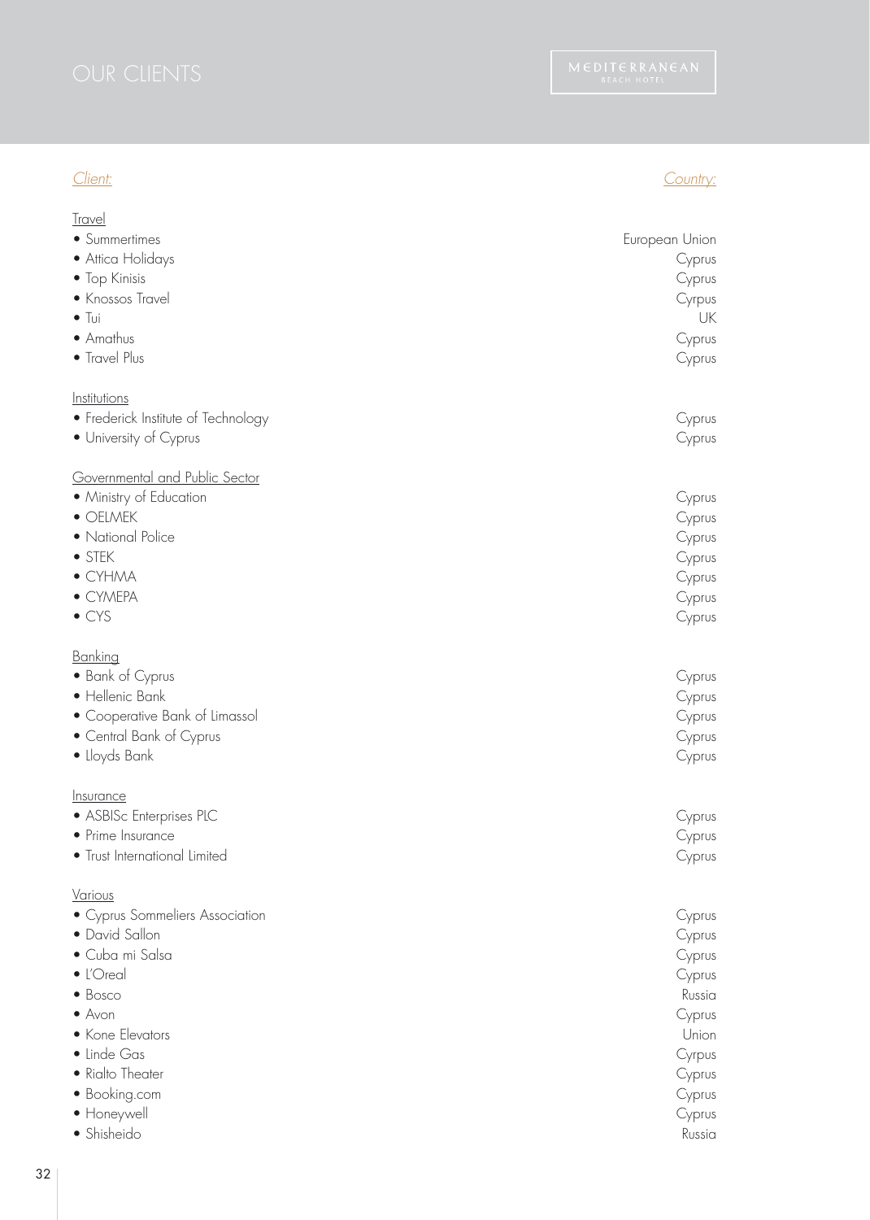# OUR CLIENTS

MEDITERRANEAN BEACH HOTEL

| *Client:* | *Country:* |
|---|---|
| **Travel** | |
| • Summertimes | European Union |
| • Attica Holidays | Cyprus |
| • Top Kinisis | Cyprus |
| • Knossos Travel | Cyrpus |
| • Tui | UK |
| • Amathus | Cyprus |
| • Travel Plus | Cyprus |
| **Institutions** | |
| • Frederick Institute of Technology | Cyprus |
| • University of Cyprus | Cyprus |
| **Governmental and Public Sector** | |
| • Ministry of Education | Cyprus |
| • OELMEK | Cyprus |
| • National Police | Cyprus |
| • STEK | Cyprus |
| • CYHMA | Cyprus |
| • CYMEPA | Cyprus |
| • CYS | Cyprus |
| **Banking** | |
| • Bank of Cyprus | Cyprus |
| • Hellenic Bank | Cyprus |
| • Cooperative Bank of Limassol | Cyprus |
| • Central Bank of Cyprus | Cyprus |
| • Lloyds Bank | Cyprus |
| **Insurance** | |
| • ASBISc Enterprises PLC | Cyprus |
| • Prime Insurance | Cyprus |
| • Trust International Limited | Cyprus |
| **Various** | |
| • Cyprus Sommeliers Association | Cyprus |
| • David Sallon | Cyprus |
| • Cuba mi Salsa | Cyprus |
| • L'Oreal | Cyprus |
| • Bosco | Russia |
| • Avon | Cyprus |
| • Kone Elevators | Union |
| • Linde Gas | Cyrpus |
| • Rialto Theater | Cyprus |
| • Booking.com | Cyprus |
| • Honeywell | Cyprus |
| • Shisheido | Russia |